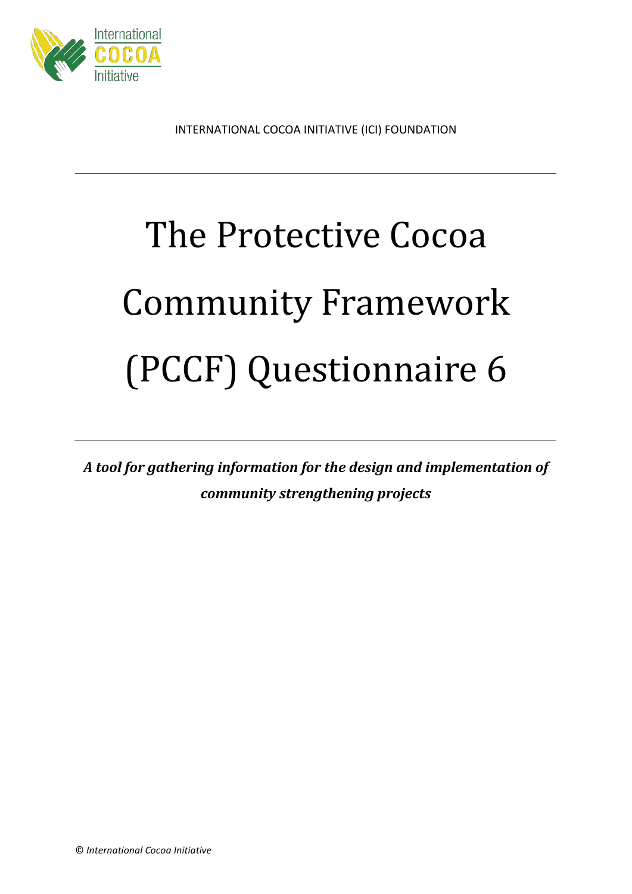INTERNATIONAL COCOA INITIATIVE (ICI) FOUNDATION

# The Protective Cocoa Community Framework (PCCF) Questionnaire 6

***A tool for gathering information for the design and implementation of community strengthening projects***

© *International Cocoa Initiative*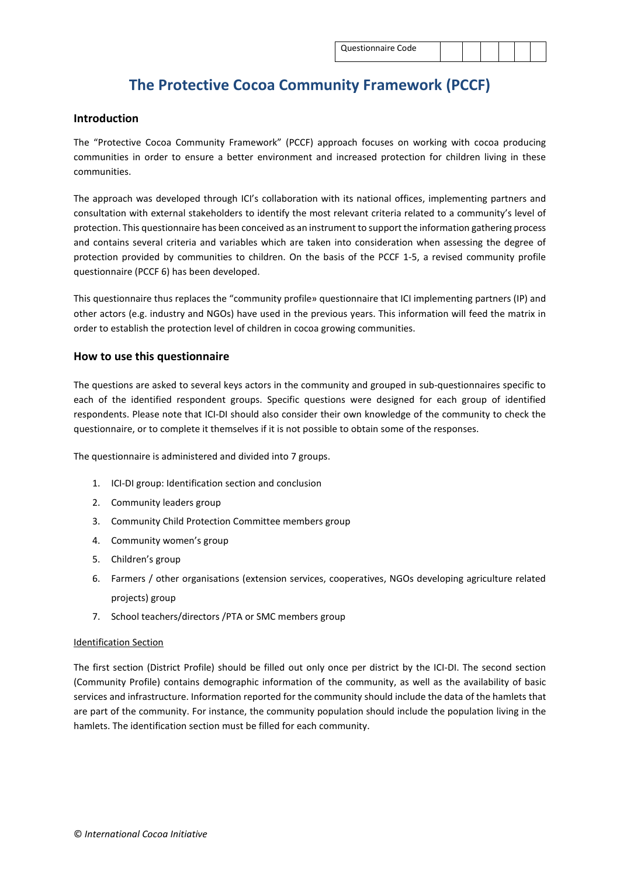| Questionnaire Code | | | | | | |
|---|---|---|---|---|---|---|

# The Protective Cocoa Community Framework (PCCF)

## Introduction

The "Protective Cocoa Community Framework" (PCCF) approach focuses on working with cocoa producing communities in order to ensure a better environment and increased protection for children living in these communities.

The approach was developed through ICI's collaboration with its national offices, implementing partners and consultation with external stakeholders to identify the most relevant criteria related to a community's level of protection. This questionnaire has been conceived as an instrument to support the information gathering process and contains several criteria and variables which are taken into consideration when assessing the degree of protection provided by communities to children. On the basis of the PCCF 1-5, a revised community profile questionnaire (PCCF 6) has been developed.

This questionnaire thus replaces the "community profile» questionnaire that ICI implementing partners (IP) and other actors (e.g. industry and NGOs) have used in the previous years. This information will feed the matrix in order to establish the protection level of children in cocoa growing communities.

## How to use this questionnaire

The questions are asked to several keys actors in the community and grouped in sub-questionnaires specific to each of the identified respondent groups. Specific questions were designed for each group of identified respondents. Please note that ICI-DI should also consider their own knowledge of the community to check the questionnaire, or to complete it themselves if it is not possible to obtain some of the responses.

The questionnaire is administered and divided into 7 groups.

1. ICI-DI group: Identification section and conclusion
2. Community leaders group
3. Community Child Protection Committee members group
4. Community women's group
5. Children's group
6. Farmers / other organisations (extension services, cooperatives, NGOs developing agriculture related projects) group
7. School teachers/directors /PTA or SMC members group

Identification Section

The first section (District Profile) should be filled out only once per district by the ICI-DI. The second section (Community Profile) contains demographic information of the community, as well as the availability of basic services and infrastructure. Information reported for the community should include the data of the hamlets that are part of the community. For instance, the community population should include the population living in the hamlets. The identification section must be filled for each community.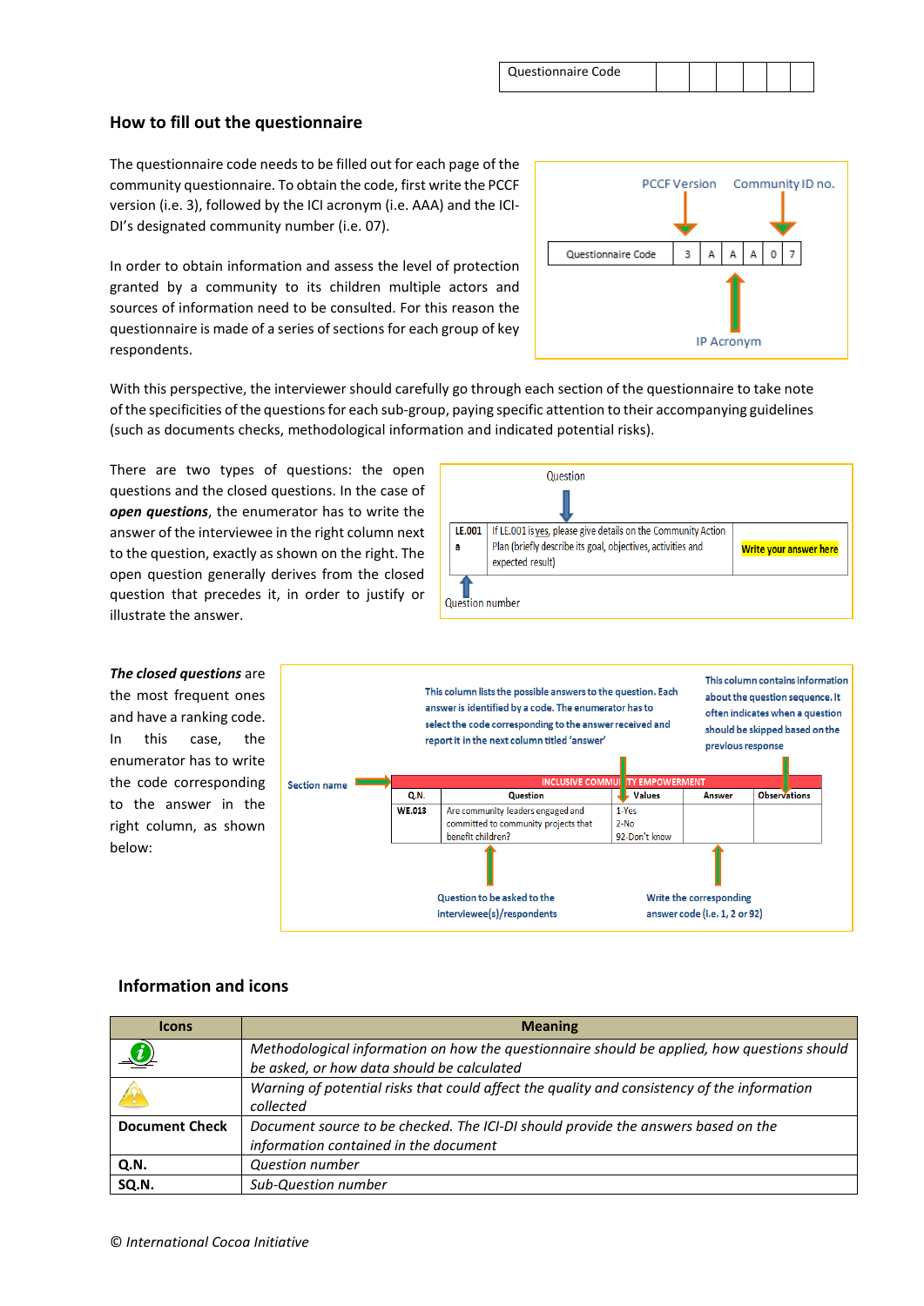| Questionnaire Code | | | | | | |
|---|---|---|---|---|---|---|

## How to fill out the questionnaire

The questionnaire code needs to be filled out for each page of the community questionnaire. To obtain the code, first write the PCCF version (i.e. 3), followed by the ICI acronym (i.e. AAA) and the ICI-DI's designated community number (i.e. 07).

PCCF Version — Community ID no.

| Questionnaire Code | 3 | A | A | A | 0 | 7 |
|---|---|---|---|---|---|---|

IP Acronym

In order to obtain information and assess the level of protection granted by a community to its children multiple actors and sources of information need to be consulted. For this reason the questionnaire is made of a series of sections for each group of key respondents.

With this perspective, the interviewer should carefully go through each section of the questionnaire to take note of the specificities of the questions for each sub-group, paying specific attention to their accompanying guidelines (such as documents checks, methodological information and indicated potential risks).

There are two types of questions: the open questions and the closed questions. In the case of ***open questions***, the enumerator has to write the answer of the interviewee in the right column next to the question, exactly as shown on the right. The open question generally derives from the closed question that precedes it, in order to justify or illustrate the answer.

Question

| LE.001 a | If LE.001 is yes, please give details on the Community Action Plan (briefly describe its goal, objectives, activities and expected result) | Write your answer here |
|---|---|---|

Question number

***The closed questions*** are the most frequent ones and have a ranking code. In this case, the enumerator has to write the code corresponding to the answer in the right column, as shown below:

This column lists the possible answers to the question. Each answer is identified by a code. The enumerator has to select the code corresponding to the answer received and report it in the next column titled 'answer'

This column contains information about the question sequence. It often indicates when a question should be skipped based on the previous response

Section name

| INCLUSIVE COMMUNITY EMPOWERMENT | | | | |
|---|---|---|---|---|
| Q.N. | Question | Values | Answer | Observations |
| WE.013 | Are community leaders engaged and committed to community projects that benefit children? | 1-Yes<br>2-No<br>92-Don't know | | |

Question to be asked to the interviewee(s)/respondents

Write the corresponding answer code (i.e. 1, 2 or 92)

## Information and icons

| Icons | Meaning |
|---|---|
| (information icon) | *Methodological information on how the questionnaire should be applied, how questions should be asked, or how data should be calculated* |
| (warning icon) | *Warning of potential risks that could affect the quality and consistency of the information collected* |
| **Document Check** | *Document source to be checked. The ICI-DI should provide the answers based on the information contained in the document* |
| **Q.N.** | *Question number* |
| **SQ.N.** | *Sub-Question number* |

*© International Cocoa Initiative*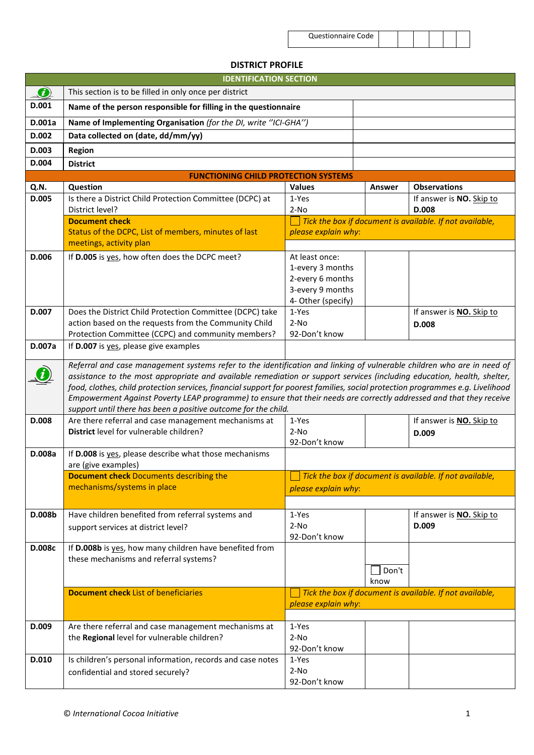| Questionnaire Code | | | | | | |
|---|---|---|---|---|---|---|

## DISTRICT PROFILE

| IDENTIFICATION SECTION | | |
|---|---|---|
| ℹ | This section is to be filled in only once per district | |
| **D.001** | **Name of the person responsible for filling in the questionnaire** | |
| **D.001a** | **Name of Implementing Organisation** *(for the DI, write ''ICI-GHA'')* | |
| **D.002** | **Data collected on (date, dd/mm/yy)** | |
| **D.003** | **Region** | |
| **D.004** | **District** | |

| **FUNCTIONING CHILD PROTECTION SYSTEMS** | | | | |
|---|---|---|---|---|
| **Q.N.** | **Question** | **Values** | **Answer** | **Observations** |
| **D.005** | Is there a District Child Protection Committee (DCPC) at District level? | 1-Yes<br>2-No | | If answer is **NO.** Skip to **D.008** |
| | **Document check**<br>Status of the DCPC, List of members, minutes of last meetings, activity plan | ☐ *Tick the box if document is available. If not available, please explain why*: | | |
| **D.006** | If **D.005** is yes, how often does the DCPC meet? | At least once:<br>1-every 3 months<br>2-every 6 months<br>3-every 9 months<br>4- Other (specify) | | |
| **D.007** | Does the District Child Protection Committee (DCPC) take action based on the requests from the Community Child Protection Committee (CCPC) and community members? | 1-Yes<br>2-No<br>92-Don't know | | If answer is **NO.** Skip to **D.008** |
| **D.007a** | If **D.007** is yes, please give examples | | | |
| ℹ | *Referral and case management systems refer to the identification and linking of vulnerable children who are in need of assistance to the most appropriate and available remediation or support services (including education, health, shelter, food, clothes, child protection services, financial support for poorest families, social protection programmes e.g. Livelihood Empowerment Against Poverty LEAP programme) to ensure that their needs are correctly addressed and that they receive support until there has been a positive outcome for the child.* | | | |
| **D.008** | Are there referral and case management mechanisms at **District** level for vulnerable children? | 1-Yes<br>2-No<br>92-Don't know | | If answer is **NO.** Skip to **D.009** |
| **D.008a** | If **D.008** is yes, please describe what those mechanisms are (give examples) | | | |
| | **Document check** Documents describing the mechanisms/systems in place | ☐ *Tick the box if document is available. If not available, please explain why*: | | |
| **D.008b** | Have children benefited from referral systems and support services at district level? | 1-Yes<br>2-No<br>92-Don't know | | If answer is **NO.** Skip to **D.009** |
| **D.008c** | If **D.008b** is yes, how many children have benefited from these mechanisms and referral systems? | | ☐ Don't know | |
| | **Document check** List of beneficiaries | ☐ *Tick the box if document is available. If not available, please explain why*: | | |
| **D.009** | Are there referral and case management mechanisms at the **Regional** level for vulnerable children? | 1-Yes<br>2-No<br>92-Don't know | | |
| **D.010** | Is children's personal information, records and case notes confidential and stored securely? | 1-Yes<br>2-No<br>92-Don't know | | |

© *International Cocoa Initiative*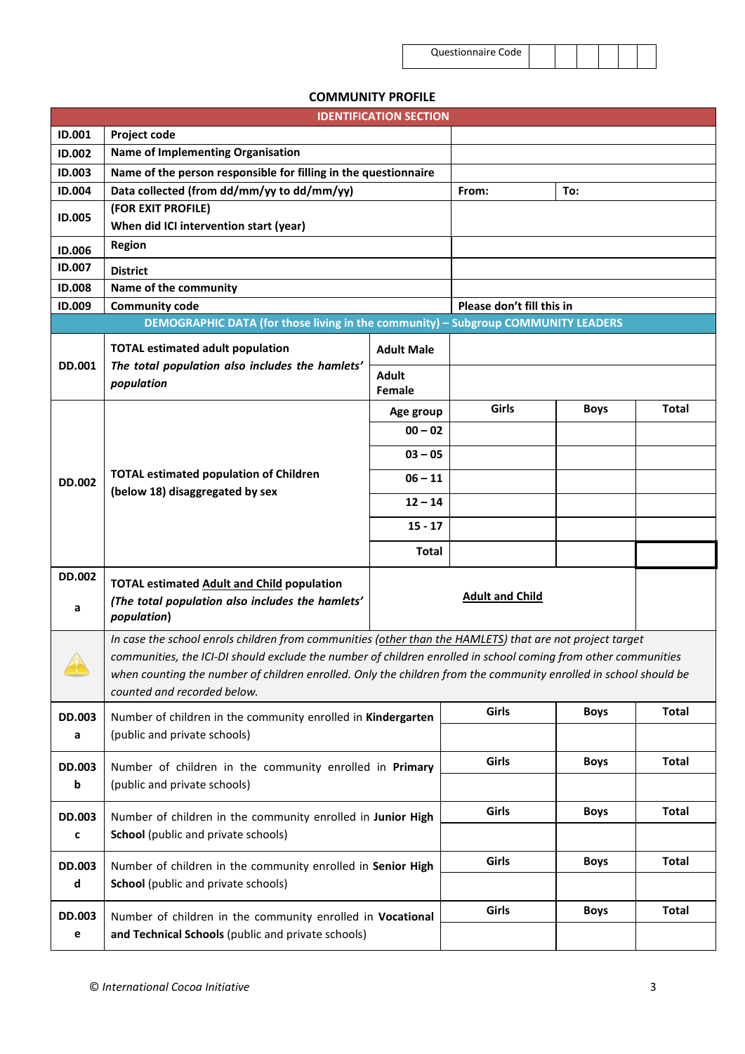| Questionnaire Code | | | | | | |
|---|---|---|---|---|---|---|

## COMMUNITY PROFILE

| IDENTIFICATION SECTION | | | |
|---|---|---|---|
| ID.001 | Project code | | |
| ID.002 | Name of Implementing Organisation | | |
| ID.003 | Name of the person responsible for filling in the questionnaire | | |
| ID.004 | Data collected (from dd/mm/yy to dd/mm/yy) | From: | To: |
| ID.005 | (FOR EXIT PROFILE)<br>When did ICI intervention start (year) | | |
| ID.006 | Region | | |
| ID.007 | District | | |
| ID.008 | Name of the community | | |
| ID.009 | Community code | Please don't fill this in | |

| DEMOGRAPHIC DATA (for those living in the community) – Subgroup COMMUNITY LEADERS | | | | | |
|---|---|---|---|---|---|
| DD.001 | **TOTAL estimated adult population**<br>*The total population also includes the hamlets' population* | Adult Male | | | |
| | | Adult Female | | | |
| DD.002 | **TOTAL estimated population of Children (below 18) disaggregated by sex** | Age group | Girls | Boys | Total |
| | | 00 – 02 | | | |
| | | 03 – 05 | | | |
| | | 06 – 11 | | | |
| | | 12 – 14 | | | |
| | | 15 - 17 | | | |
| | | Total | | | |
| DD.002 a | **TOTAL estimated Adult and Child population**<br>*(The total population also includes the hamlets' population)* | Adult and Child | | | |

*In case the school enrols children from communities (other than the HAMLETS) that are not project target communities, the ICI-DI should exclude the number of children enrolled in school coming from other communities when counting the number of children enrolled. Only the children from the community enrolled in school should be counted and recorded below.*

| | | Girls | Boys | Total |
|---|---|---|---|---|
| DD.003 a | Number of children in the community enrolled in **Kindergarten** (public and private schools) | | | |
| DD.003 b | Number of children in the community enrolled in **Primary** (public and private schools) | | | |
| DD.003 c | Number of children in the community enrolled in **Junior High School** (public and private schools) | | | |
| DD.003 d | Number of children in the community enrolled in **Senior High School** (public and private schools) | | | |
| DD.003 e | Number of children in the community enrolled in **Vocational and Technical Schools** (public and private schools) | | | |

© *International Cocoa Initiative*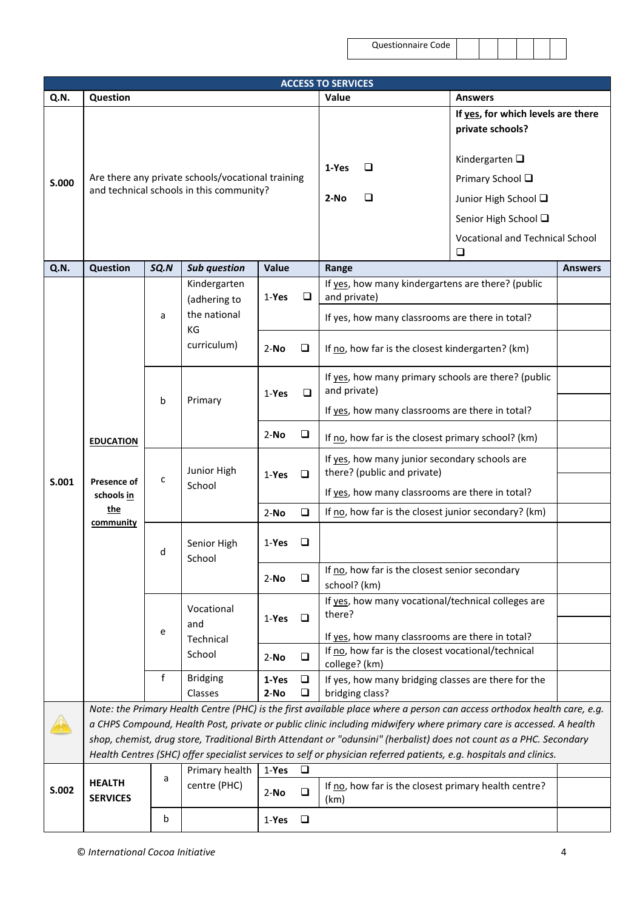| Questionnaire Code | | | | | | |
|---|---|---|---|---|---|---|

**ACCESS TO SERVICES**

| Q.N. | Question | Value | Answers |
|---|---|---|---|
| **S.000** | Are there any private schools/vocational training and technical schools in this community? | **1-Yes** ❑<br>**2-No** ❑ | **If yes, for which levels are there private schools?**<br>Kindergarten ❑<br>Primary School ❑<br>Junior High School ❑<br>Senior High School ❑<br>Vocational and Technical School ❑ |

| Q.N. | Question | SQ.N | Sub question | Value | Range | Answers |
|---|---|---|---|---|---|---|
| **S.001** | **EDUCATION**<br>**Presence of schools in the community** | a | Kindergarten (adhering to the national KG curriculum) | 1-**Yes** ❑ | If yes, how many kindergartens are there? (public and private) | |
| | | | | | If yes, how many classrooms are there in total? | |
| | | | | 2-**No** ❑ | If no, how far is the closest kindergarten? (km) | |
| | | b | Primary | 1-**Yes** ❑ | If yes, how many primary schools are there? (public and private) | |
| | | | | | If yes, how many classrooms are there in total? | |
| | | | | 2-**No** ❑ | If no, how far is the closest primary school? (km) | |
| | | c | Junior High School | 1-**Yes** ❑ | If yes, how many junior secondary schools are there? (public and private) | |
| | | | | | If yes, how many classrooms are there in total? | |
| | | | | 2-**No** ❑ | If no, how far is the closest junior secondary? (km) | |
| | | d | Senior High School | 1-**Yes** ❑ | | |
| | | | | 2-**No** ❑ | If no, how far is the closest senior secondary school? (km) | |
| | | e | Vocational and Technical School | 1-**Yes** ❑ | If yes, how many vocational/technical colleges are there? | |
| | | | | | If yes, how many classrooms are there in total? | |
| | | | | 2-**No** ❑ | If no, how far is the closest vocational/technical college? (km) | |
| | | f | Bridging Classes | **1-Yes** ❑<br>**2-No** ❑ | If yes, how many bridging classes are there for the bridging class? | |

*Note: the Primary Health Centre (PHC) is the first available place where a person can access orthodox health care, e.g. a CHPS Compound, Health Post, private or public clinic including midwifery where primary care is accessed. A health shop, chemist, drug store, Traditional Birth Attendant or "odunsini" (herbalist) does not count as a PHC. Secondary Health Centres (SHC) offer specialist services to self or physician referred patients, e.g. hospitals and clinics.*

| Q.N. | Question | SQ.N | Sub question | Value | Range | Answers |
|---|---|---|---|---|---|---|
| **S.002** | **HEALTH SERVICES** | a | Primary health centre (PHC) | 1-**Yes** ❑ | | |
| | | | | 2-**No** ❑ | If no, how far is the closest primary health centre? (km) | |
| | | b | | 1-**Yes** ❑ | | |

© *International Cocoa Initiative*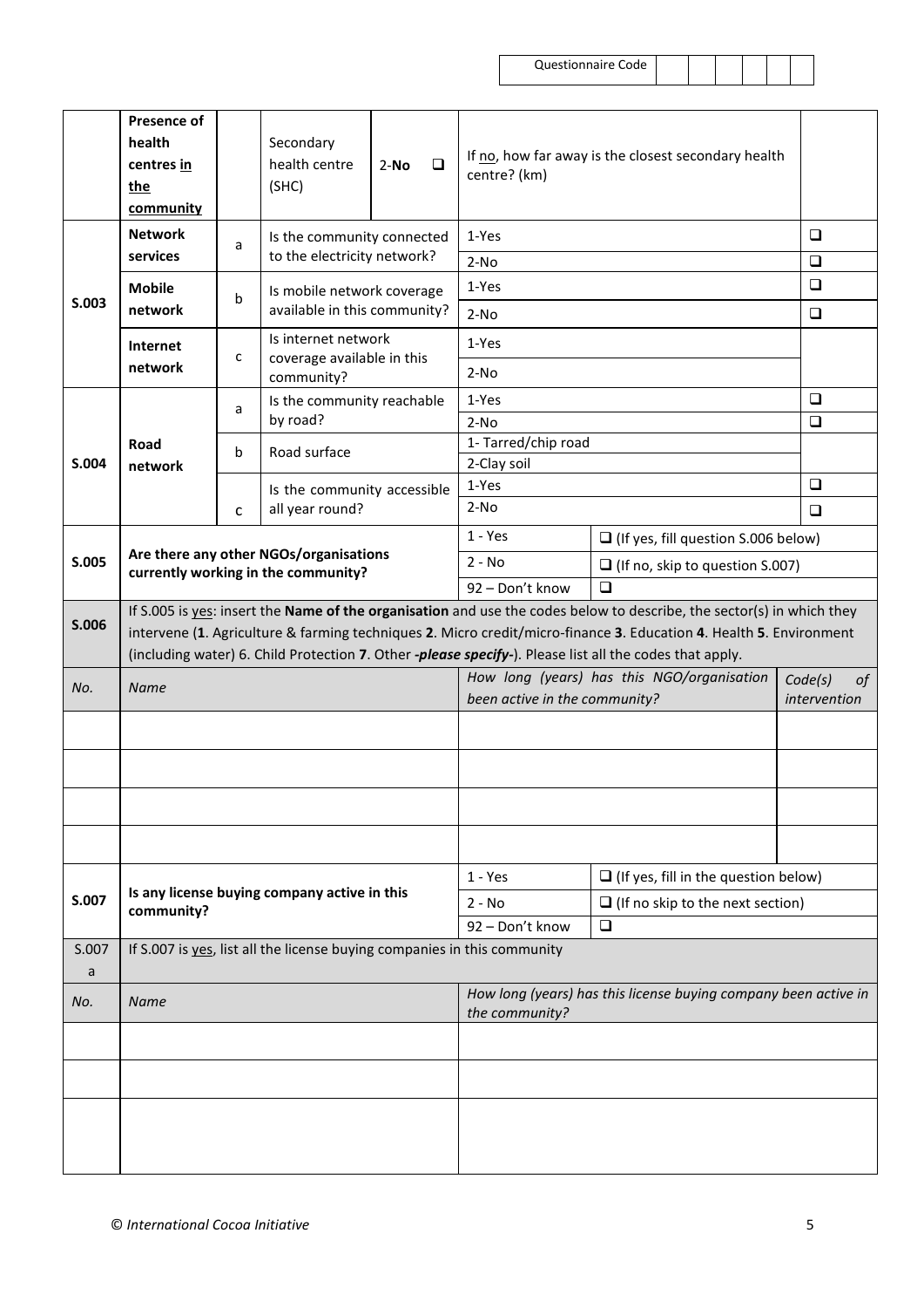| Questionnaire Code | | | | | | |
|---|---|---|---|---|---|---|

| | **Presence of health centres in the community** | | Secondary health centre (SHC) | 2-**No** ❑ | If no, how far away is the closest secondary health centre? (km) | |
|---|---|---|---|---|---|---|
| **S.003** | **Network services** | a | Is the community connected to the electricity network? | | 1-Yes | ❑ |
| | | | | | 2-No | ❑ |
| | **Mobile network** | b | Is mobile network coverage available in this community? | | 1-Yes | ❑ |
| | | | | | 2-No | ❑ |
| | **Internet network** | c | Is internet network coverage available in this community? | | 1-Yes | |
| | | | | | 2-No | |
| **S.004** | **Road network** | a | Is the community reachable by road? | | 1-Yes | ❑ |
| | | | | | 2-No | ❑ |
| | | b | Road surface | | 1- Tarred/chip road | |
| | | | | | 2-Clay soil | |
| | | c | Is the community accessible all year round? | | 1-Yes | ❑ |
| | | | | | 2-No | ❑ |

| | | | |
|---|---|---|---|
| **S.005** | **Are there any other NGOs/organisations currently working in the community?** | 1 - Yes | ❑ (If yes, fill question S.006 below) |
| | | 2 - No | ❑ (If no, skip to question S.007) |
| | | 92 – Don't know | ❑ |

**S.006** If S.005 is yes: insert the **Name of the organisation** and use the codes below to describe, the sector(s) in which they intervene (**1**. Agriculture & farming techniques **2**. Micro credit/micro-finance **3**. Education **4**. Health **5**. Environment (including water) 6. Child Protection **7**. Other ***-please specify-***). Please list all the codes that apply.

| *No.* | *Name* | *How long (years) has this NGO/organisation been active in the community?* | *Code(s) of intervention* |
|---|---|---|---|
| | | | |
| | | | |
| | | | |
| | | | |

| | | | |
|---|---|---|---|
| **S.007** | **Is any license buying company active in this community?** | 1 - Yes | ❑ (If yes, fill in the question below) |
| | | 2 - No | ❑ (If no skip to the next section) |
| | | 92 – Don't know | ❑ |

S.007 a If S.007 is yes, list all the license buying companies in this community

| *No.* | *Name* | *How long (years) has this license buying company been active in the community?* |
|---|---|---|
| | | |
| | | |
| | | |

© *International Cocoa Initiative*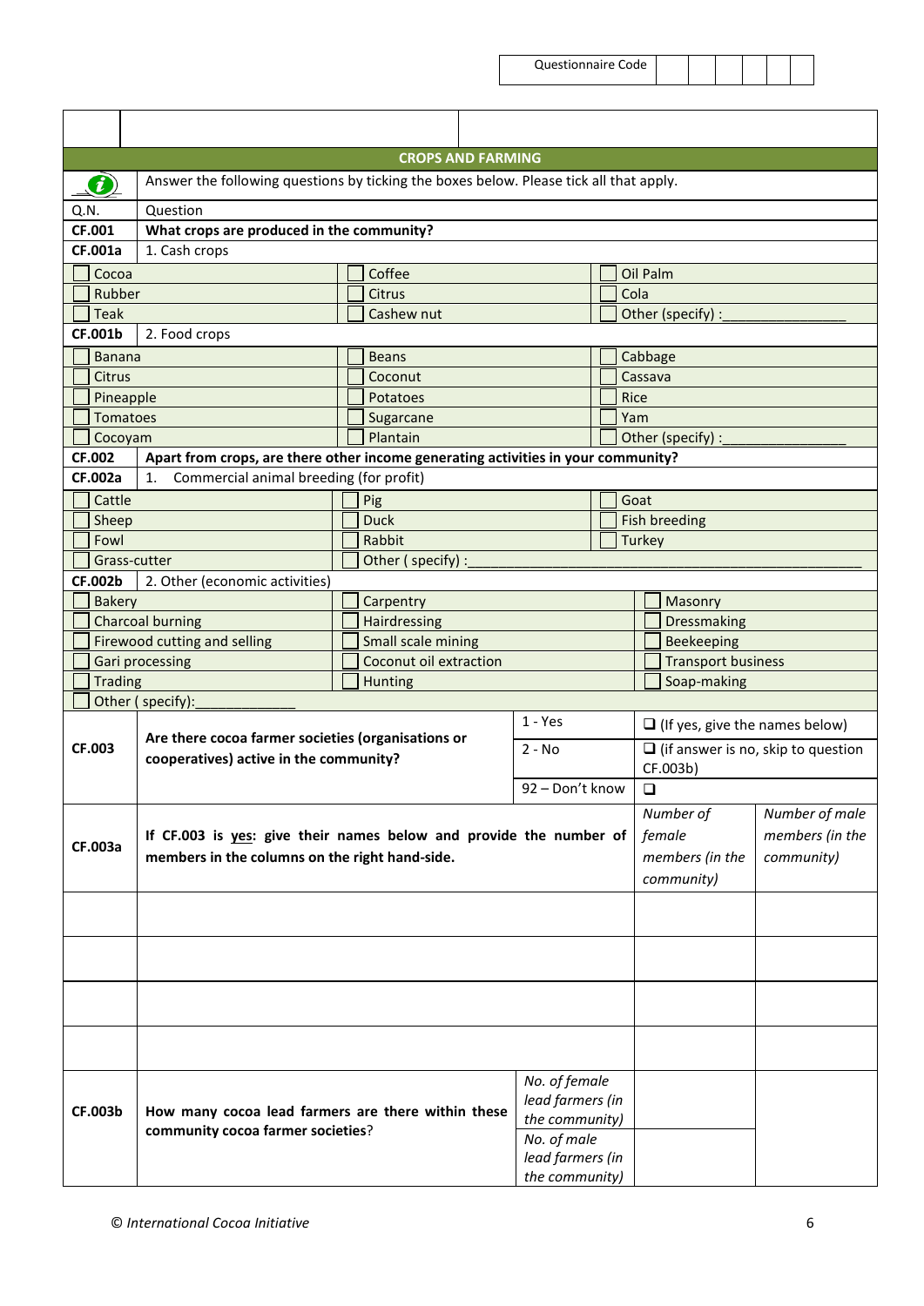Questionnaire Code

## CROPS AND FARMING

Answer the following questions by ticking the boxes below. Please tick all that apply.

| Q.N. | Question | | |
|---|---|---|---|
| **CF.001** | **What crops are produced in the community?** | | |
| **CF.001a** | 1. Cash crops | | |
| | ☐ Cocoa | ☐ Coffee | ☐ Oil Palm |
| | ☐ Rubber | ☐ Citrus | ☐ Cola |
| | ☐ Teak | ☐ Cashew nut | ☐ Other (specify) :_______________ |
| **CF.001b** | 2. Food crops | | |
| | ☐ Banana | ☐ Beans | ☐ Cabbage |
| | ☐ Citrus | ☐ Coconut | ☐ Cassava |
| | ☐ Pineapple | ☐ Potatoes | ☐ Rice |
| | ☐ Tomatoes | ☐ Sugarcane | ☐ Yam |
| | ☐ Cocoyam | ☐ Plantain | ☐ Other (specify) :_______________ |
| **CF.002** | **Apart from crops, are there other income generating activities in your community?** | | |
| **CF.002a** | 1. Commercial animal breeding (for profit) | | |
| | ☐ Cattle | ☐ Pig | ☐ Goat |
| | ☐ Sheep | ☐ Duck | ☐ Fish breeding |
| | ☐ Fowl | ☐ Rabbit | ☐ Turkey |
| | ☐ Grass-cutter | ☐ Other ( specify) :_______________ | |
| **CF.002b** | 2. Other (economic activities) | | |
| | ☐ Bakery | ☐ Carpentry | ☐ Masonry |
| | ☐ Charcoal burning | ☐ Hairdressing | ☐ Dressmaking |
| | ☐ Firewood cutting and selling | ☐ Small scale mining | ☐ Beekeeping |
| | ☐ Gari processing | ☐ Coconut oil extraction | ☐ Transport business |
| | ☐ Trading | ☐ Hunting | ☐ Soap-making |
| | ☐ Other ( specify):_____________ | | |

| | | | |
|---|---|---|---|
| **CF.003** | **Are there cocoa farmer societies (organisations or cooperatives) active in the community?** | 1 - Yes | ❑ (If yes, give the names below) |
| | | 2 - No | ❑ (if answer is no, skip to question CF.003b) |
| | | 92 – Don't know | ❑ |

| | | | |
|---|---|---|---|
| **CF.003a** | **If CF.003 is yes: give their names below and provide the number of members in the columns on the right hand-side.** | *Number of female members (in the community)* | *Number of male members (in the community)* |
| | | | |
| | | | |
| | | | |
| | | | |

| | | | |
|---|---|---|---|
| **CF.003b** | **How many cocoa lead farmers are there within these community cocoa farmer societies?** | *No. of female lead farmers (in the community)* | |
| | | *No. of male lead farmers (in the community)* | |

© *International Cocoa Initiative*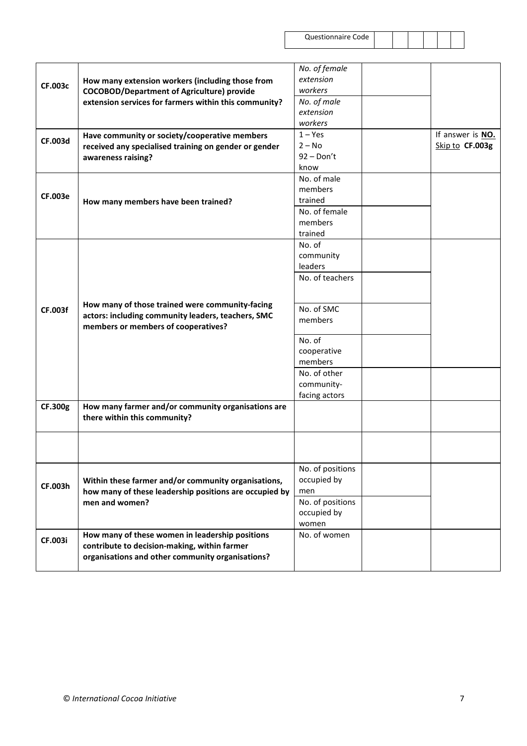Questionnaire Code | | | | | | |

| | | | | |
|---|---|---|---|---|
| **CF.003c** | **How many extension workers (including those from COCOBOD/Department of Agriculture) provide extension services for farmers within this community?** | *No. of female extension workers* | | |
| | | *No. of male extension workers* | | |
| **CF.003d** | **Have community or society/cooperative members received any specialised training on gender or gender awareness raising?** | 1 – Yes<br>2 – No<br>92 – Don't know | | If answer is **NO.** Skip to **CF.003g** |
| **CF.003e** | **How many members have been trained?** | No. of male members trained | | |
| | | No. of female members trained | | |
| **CF.003f** | **How many of those trained were community-facing actors: including community leaders, teachers, SMC members or members of cooperatives?** | No. of community leaders | | |
| | | No. of teachers | | |
| | | No. of SMC members | | |
| | | No. of cooperative members | | |
| | | No. of other community-facing actors | | |
| **CF.300g** | **How many farmer and/or community organisations are there within this community?** | | | |
| | | | | |
| **CF.003h** | **Within these farmer and/or community organisations, how many of these leadership positions are occupied by men and women?** | No. of positions occupied by men | | |
| | | No. of positions occupied by women | | |
| **CF.003i** | **How many of these women in leadership positions contribute to decision-making, within farmer organisations and other community organisations?** | No. of women | | |

*© International Cocoa Initiative*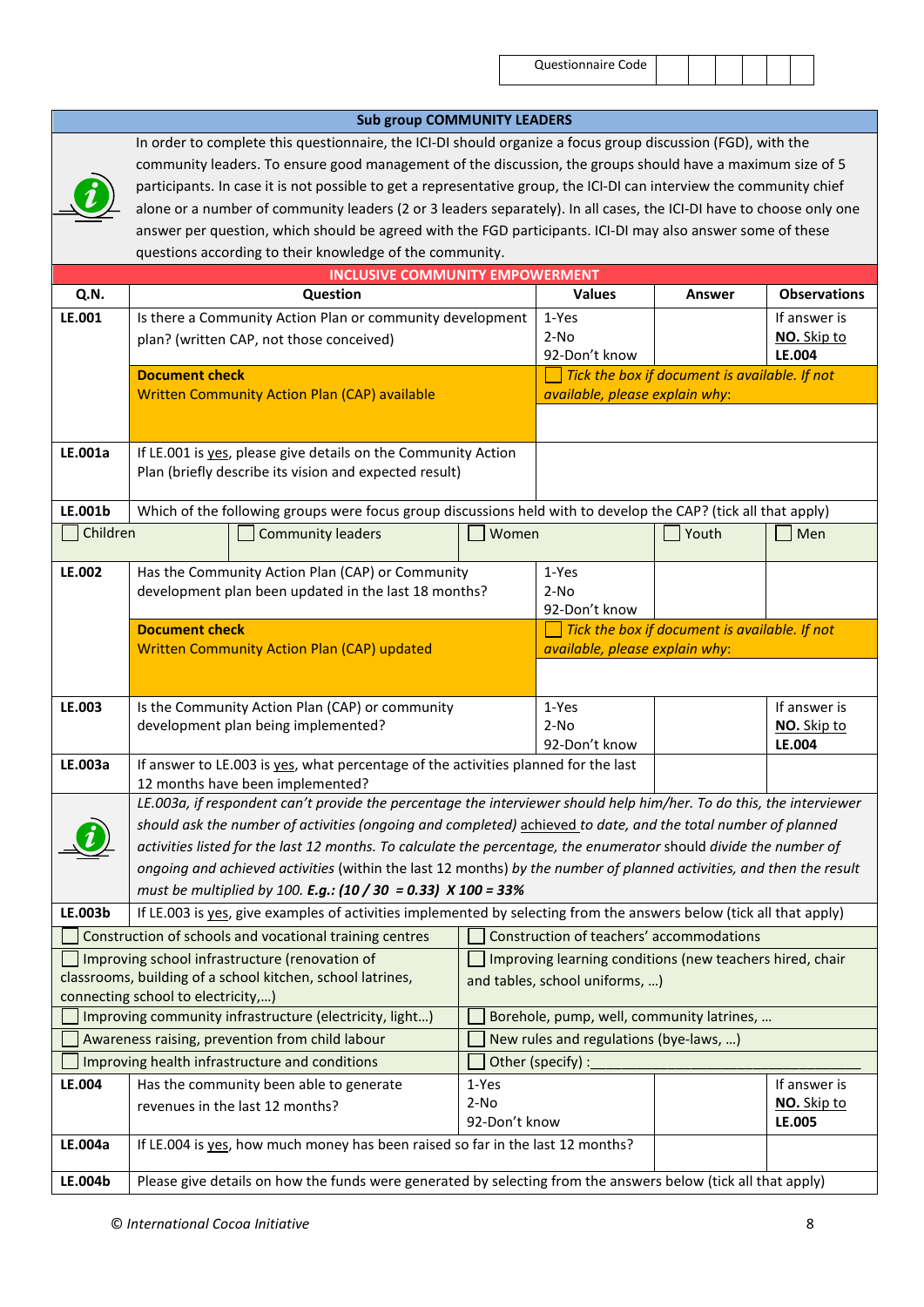| Questionnaire Code | | | | | | |
|---|---|---|---|---|---|---|

## Sub group COMMUNITY LEADERS

In order to complete this questionnaire, the ICI-DI should organize a focus group discussion (FGD), with the community leaders. To ensure good management of the discussion, the groups should have a maximum size of 5 participants. In case it is not possible to get a representative group, the ICI-DI can interview the community chief alone or a number of community leaders (2 or 3 leaders separately). In all cases, the ICI-DI have to choose only one answer per question, which should be agreed with the FGD participants. ICI-DI may also answer some of these questions according to their knowledge of the community.

### INCLUSIVE COMMUNITY EMPOWERMENT

| Q.N. | Question | Values | Answer | Observations |
|---|---|---|---|---|
| **LE.001** | Is there a Community Action Plan or community development plan? (written CAP, not those conceived) | 1-Yes<br>2-No<br>92-Don't know | | If answer is **NO.** Skip to **LE.004** |
| | **Document check**<br>Written Community Action Plan (CAP) available | ☐ *Tick the box if document is available. If not available, please explain why:* | | |
| **LE.001a** | If LE.001 is yes, please give details on the Community Action Plan (briefly describe its vision and expected result) | | | |
| **LE.001b** | Which of the following groups were focus group discussions held with to develop the CAP? (tick all that apply) | | | |
| | ☐ Children ☐ Community leaders ☐ Women ☐ Youth ☐ Men | | | |
| **LE.002** | Has the Community Action Plan (CAP) or Community development plan been updated in the last 18 months? | 1-Yes<br>2-No<br>92-Don't know | | |
| | **Document check**<br>Written Community Action Plan (CAP) updated | ☐ *Tick the box if document is available. If not available, please explain why:* | | |
| **LE.003** | Is the Community Action Plan (CAP) or community development plan being implemented? | 1-Yes<br>2-No<br>92-Don't know | | If answer is **NO.** Skip to **LE.004** |
| **LE.003a** | If answer to LE.003 is yes, what percentage of the activities planned for the last 12 months have been implemented? | | | |
| | *LE.003a, if respondent can't provide the percentage the interviewer should help him/her. To do this, the interviewer should ask the number of activities (ongoing and completed) achieved to date, and the total number of planned activities listed for the last 12 months. To calculate the percentage, the enumerator should divide the number of ongoing and achieved activities (within the last 12 months) by the number of planned activities, and then the result must be multiplied by 100.* ***E.g.: (10 / 30 = 0.33) X 100 = 33%*** | | | |
| **LE.003b** | If LE.003 is yes, give examples of activities implemented by selecting from the answers below (tick all that apply) | | | |
| | ☐ Construction of schools and vocational training centres | ☐ Construction of teachers' accommodations | | |
| | ☐ Improving school infrastructure (renovation of classrooms, building of a school kitchen, school latrines, connecting school to electricity,…) | ☐ Improving learning conditions (new teachers hired, chair and tables, school uniforms, …) | | |
| | ☐ Improving community infrastructure (electricity, light…) | ☐ Borehole, pump, well, community latrines, … | | |
| | ☐ Awareness raising, prevention from child labour | ☐ New rules and regulations (bye-laws, …) | | |
| | ☐ Improving health infrastructure and conditions | ☐ Other (specify) :____________________ | | |
| **LE.004** | Has the community been able to generate revenues in the last 12 months? | 1-Yes<br>2-No<br>92-Don't know | | If answer is **NO.** Skip to **LE.005** |
| **LE.004a** | If LE.004 is yes, how much money has been raised so far in the last 12 months? | | | |
| **LE.004b** | Please give details on how the funds were generated by selecting from the answers below (tick all that apply) | | | |

© *International Cocoa Initiative*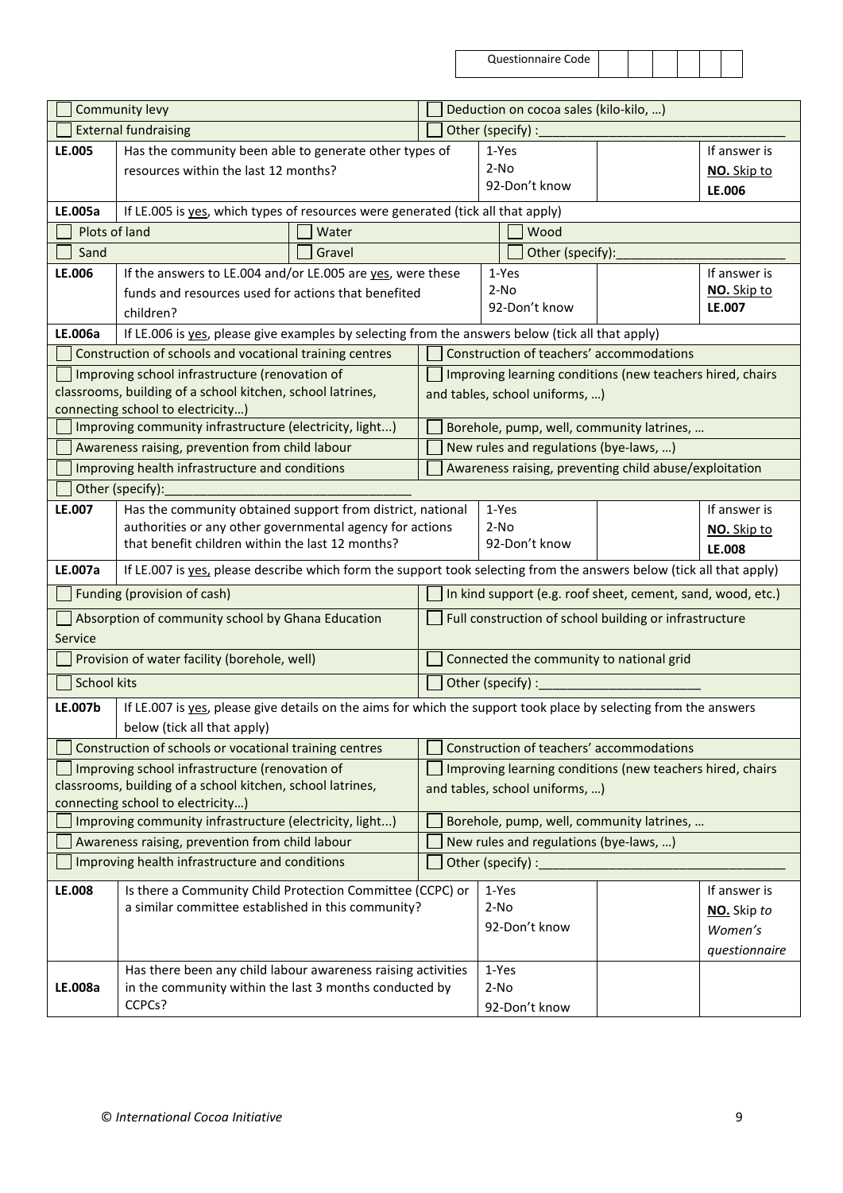Questionnaire Code | | | | | | |

| | | | |
|---|---|---|---|
| ☐ Community levy | | ☐ Deduction on cocoa sales (kilo-kilo, …) | |
| ☐ External fundraising | | ☐ Other (specify) :_______________________________ | |
| **LE.005** | Has the community been able to generate other types of resources within the last 12 months? | 1-Yes<br>2-No<br>92-Don't know | If answer is **NO.** Skip to **LE.006** |
| **LE.005a** | If LE.005 is yes, which types of resources were generated (tick all that apply) | | |
| ☐ Plots of land | ☐ Water | ☐ Wood | |
| ☐ Sand | ☐ Gravel | ☐ Other (specify):_______________________ | |
| **LE.006** | If the answers to LE.004 and/or LE.005 are yes, were these funds and resources used for actions that benefited children? | 1-Yes<br>2-No<br>92-Don't know | If answer is **NO.** Skip to **LE.007** |
| **LE.006a** | If LE.006 is yes, please give examples by selecting from the answers below (tick all that apply) | | |
| ☐ Construction of schools and vocational training centres | | ☐ Construction of teachers' accommodations | |
| ☐ Improving school infrastructure (renovation of classrooms, building of a school kitchen, school latrines, connecting school to electricity…) | | ☐ Improving learning conditions (new teachers hired, chairs and tables, school uniforms, …) | |
| ☐ Improving community infrastructure (electricity, light...) | | ☐ Borehole, pump, well, community latrines, … | |
| ☐ Awareness raising, prevention from child labour | | ☐ New rules and regulations (bye-laws, …) | |
| ☐ Improving health infrastructure and conditions | | ☐ Awareness raising, preventing child abuse/exploitation | |
| ☐ Other (specify):________________________________ | | | |
| **LE.007** | Has the community obtained support from district, national authorities or any other governmental agency for actions that benefit children within the last 12 months? | 1-Yes<br>2-No<br>92-Don't know | If answer is **NO.** Skip to **LE.008** |
| **LE.007a** | If LE.007 is yes, please describe which form the support took selecting from the answers below (tick all that apply) | | |
| ☐ Funding (provision of cash) | | ☐ In kind support (e.g. roof sheet, cement, sand, wood, etc.) | |
| ☐ Absorption of community school by Ghana Education Service | | ☐ Full construction of school building or infrastructure | |
| ☐ Provision of water facility (borehole, well) | | ☐ Connected the community to national grid | |
| ☐ School kits | | ☐ Other (specify) :______________________ | |
| **LE.007b** | If LE.007 is yes, please give details on the aims for which the support took place by selecting from the answers below (tick all that apply) | | |
| ☐ Construction of schools or vocational training centres | | ☐ Construction of teachers' accommodations | |
| ☐ Improving school infrastructure (renovation of classrooms, building of a school kitchen, school latrines, connecting school to electricity…) | | ☐ Improving learning conditions (new teachers hired, chairs and tables, school uniforms, …) | |
| ☐ Improving community infrastructure (electricity, light...) | | ☐ Borehole, pump, well, community latrines, … | |
| ☐ Awareness raising, prevention from child labour | | ☐ New rules and regulations (bye-laws, …) | |
| ☐ Improving health infrastructure and conditions | | ☐ Other (specify) :_______________________________ | |
| **LE.008** | Is there a Community Child Protection Committee (CCPC) or a similar committee established in this community? | 1-Yes<br>2-No<br>92-Don't know | If answer is **NO.** Skip *to Women's questionnaire* |
| **LE.008a** | Has there been any child labour awareness raising activities in the community within the last 3 months conducted by CCPCs? | 1-Yes<br>2-No<br>92-Don't know | |

© *International Cocoa Initiative*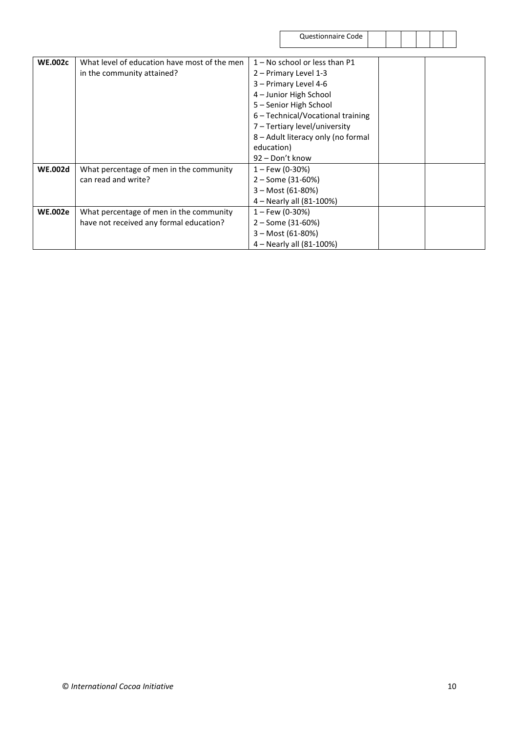Questionnaire Code | | | | | |

| | | | | |
|---|---|---|---|---|
| **WE.002c** | What level of education have most of the men in the community attained? | 1 – No school or less than P1<br>2 – Primary Level 1-3<br>3 – Primary Level 4-6<br>4 – Junior High School<br>5 – Senior High School<br>6 – Technical/Vocational training<br>7 – Tertiary level/university<br>8 – Adult literacy only (no formal education)<br>92 – Don't know | | |
| **WE.002d** | What percentage of men in the community can read and write? | 1 – Few (0-30%)<br>2 – Some (31-60%)<br>3 – Most (61-80%)<br>4 – Nearly all (81-100%) | | |
| **WE.002e** | What percentage of men in the community have not received any formal education? | 1 – Few (0-30%)<br>2 – Some (31-60%)<br>3 – Most (61-80%)<br>4 – Nearly all (81-100%) | | |

© *International Cocoa Initiative*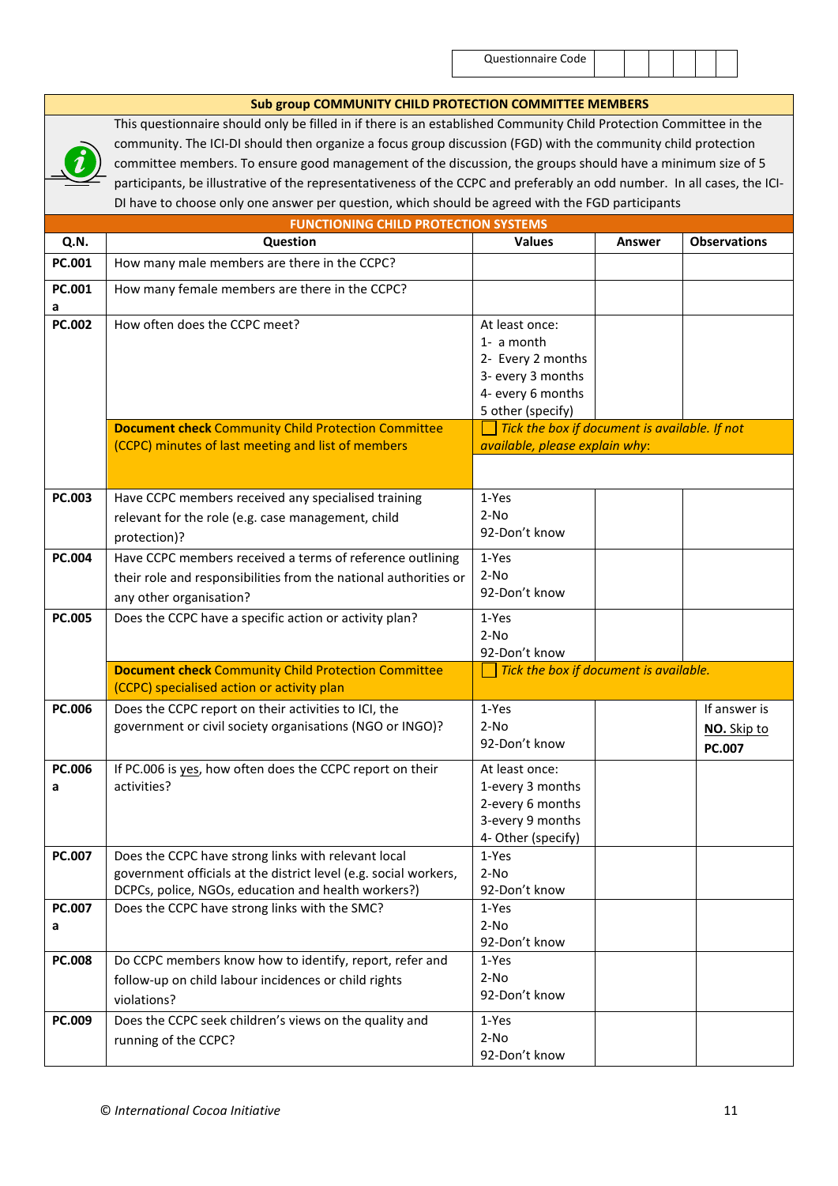| Questionnaire Code | | | | | | |
|---|---|---|---|---|---|---|

## Sub group COMMUNITY CHILD PROTECTION COMMITTEE MEMBERS

This questionnaire should only be filled in if there is an established Community Child Protection Committee in the community. The ICI-DI should then organize a focus group discussion (FGD) with the community child protection committee members. To ensure good management of the discussion, the groups should have a minimum size of 5 participants, be illustrative of the representativeness of the CCPC and preferably an odd number. In all cases, the ICI-DI have to choose only one answer per question, which should be agreed with the FGD participants

### FUNCTIONING CHILD PROTECTION SYSTEMS

| Q.N. | Question | Values | Answer | Observations |
|---|---|---|---|---|
| PC.001 | How many male members are there in the CCPC? | | | |
| PC.001 a | How many female members are there in the CCPC? | | | |
| PC.002 | How often does the CCPC meet? | At least once:<br>1- a month<br>2- Every 2 months<br>3- every 3 months<br>4- every 6 months<br>5 other (specify) | | |
| | **Document check** Community Child Protection Committee (CCPC) minutes of last meeting and list of members | ☐ *Tick the box if document is available. If not available, please explain why*: | | |
| PC.003 | Have CCPC members received any specialised training relevant for the role (e.g. case management, child protection)? | 1-Yes<br>2-No<br>92-Don't know | | |
| PC.004 | Have CCPC members received a terms of reference outlining their role and responsibilities from the national authorities or any other organisation? | 1-Yes<br>2-No<br>92-Don't know | | |
| PC.005 | Does the CCPC have a specific action or activity plan? | 1-Yes<br>2-No<br>92-Don't know | | |
| | **Document check** Community Child Protection Committee (CCPC) specialised action or activity plan | ☐ *Tick the box if document is available.* | | |
| PC.006 | Does the CCPC report on their activities to ICI, the government or civil society organisations (NGO or INGO)? | 1-Yes<br>2-No<br>92-Don't know | | If answer is **NO. Skip to PC.007** |
| PC.006 a | If PC.006 is yes, how often does the CCPC report on their activities? | At least once:<br>1-every 3 months<br>2-every 6 months<br>3-every 9 months<br>4- Other (specify) | | |
| PC.007 | Does the CCPC have strong links with relevant local government officials at the district level (e.g. social workers, DCPCs, police, NGOs, education and health workers?) | 1-Yes<br>2-No<br>92-Don't know | | |
| PC.007 a | Does the CCPC have strong links with the SMC? | 1-Yes<br>2-No<br>92-Don't know | | |
| PC.008 | Do CCPC members know how to identify, report, refer and follow-up on child labour incidences or child rights violations? | 1-Yes<br>2-No<br>92-Don't know | | |
| PC.009 | Does the CCPC seek children's views on the quality and running of the CCPC? | 1-Yes<br>2-No<br>92-Don't know | | |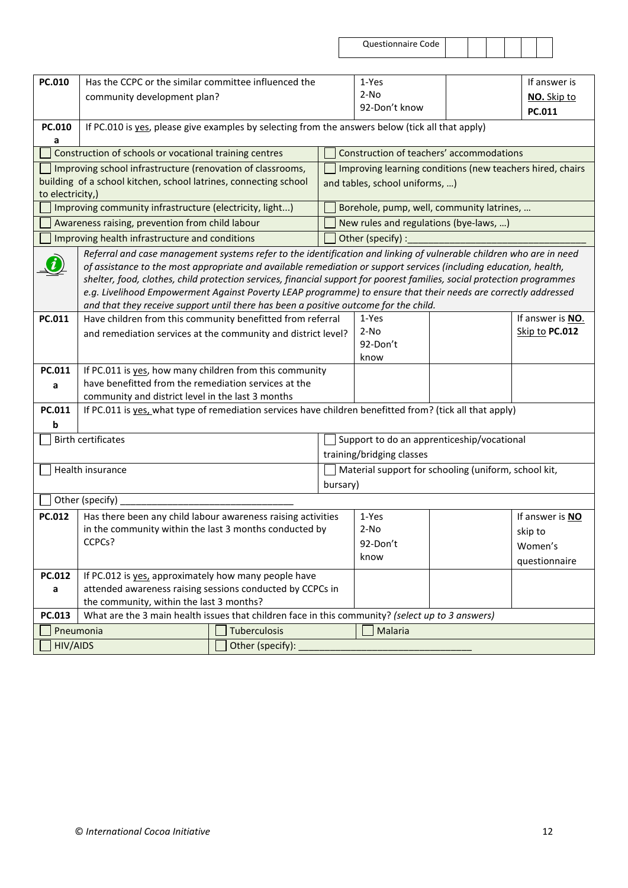Questionnaire Code | | | | | | |

| | | | | |
|---|---|---|---|---|
| **PC.010** | Has the CCPC or the similar committee influenced the community development plan? | 1-Yes<br>2-No<br>92-Don't know | | If answer is **NO.** Skip to **PC.011** |
| **PC.010 a** | If PC.010 is yes, please give examples by selecting from the answers below (tick all that apply) | | | |

- ☐ Construction of schools or vocational training centres
- ☐ Construction of teachers' accommodations
- ☐ Improving school infrastructure (renovation of classrooms, building of a school kitchen, school latrines, connecting school to electricity,)
- ☐ Improving learning conditions (new teachers hired, chairs and tables, school uniforms, …)
- ☐ Improving community infrastructure (electricity, light...)
- ☐ Borehole, pump, well, community latrines, …
- ☐ Awareness raising, prevention from child labour
- ☐ New rules and regulations (bye-laws, …)
- ☐ Improving health infrastructure and conditions
- ☐ Other (specify) :___________________________________

*Referral and case management systems refer to the identification and linking of vulnerable children who are in need of assistance to the most appropriate and available remediation or support services (including education, health, shelter, food, clothes, child protection services, financial support for poorest families, social protection programmes e.g. Livelihood Empowerment Against Poverty LEAP programme) to ensure that their needs are correctly addressed and that they receive support until there has been a positive outcome for the child.*

| | | | | |
|---|---|---|---|---|
| **PC.011** | Have children from this community benefitted from referral and remediation services at the community and district level? | 1-Yes<br>2-No<br>92-Don't know | | If answer is **NO**. Skip to **PC.012** |
| **PC.011 a** | If PC.011 is yes, how many children from this community have benefitted from the remediation services at the community and district level in the last 3 months | | | |
| **PC.011 b** | If PC.011 is yes, what type of remediation services have children benefitted from? (tick all that apply) | | | |

- ☐ Birth certificates
- ☐ Support to do an apprenticeship/vocational training/bridging classes
- ☐ Health insurance
- ☐ Material support for schooling (uniform, school kit, bursary)
- ☐ Other (specify) ________________________________

| | | | | |
|---|---|---|---|---|
| **PC.012** | Has there been any child labour awareness raising activities in the community within the last 3 months conducted by CCPCs? | 1-Yes<br>2-No<br>92-Don't know | | If answer is **NO** skip to Women's questionnaire |
| **PC.012 a** | If PC.012 is yes, approximately how many people have attended awareness raising sessions conducted by CCPCs in the community, within the last 3 months? | | | |
| **PC.013** | What are the 3 main health issues that children face in this community? *(select up to 3 answers)* | | | |

- ☐ Pneumonia
- ☐ Tuberculosis
- ☐ Malaria
- ☐ HIV/AIDS
- ☐ Other (specify): ________________________________

© *International Cocoa Initiative*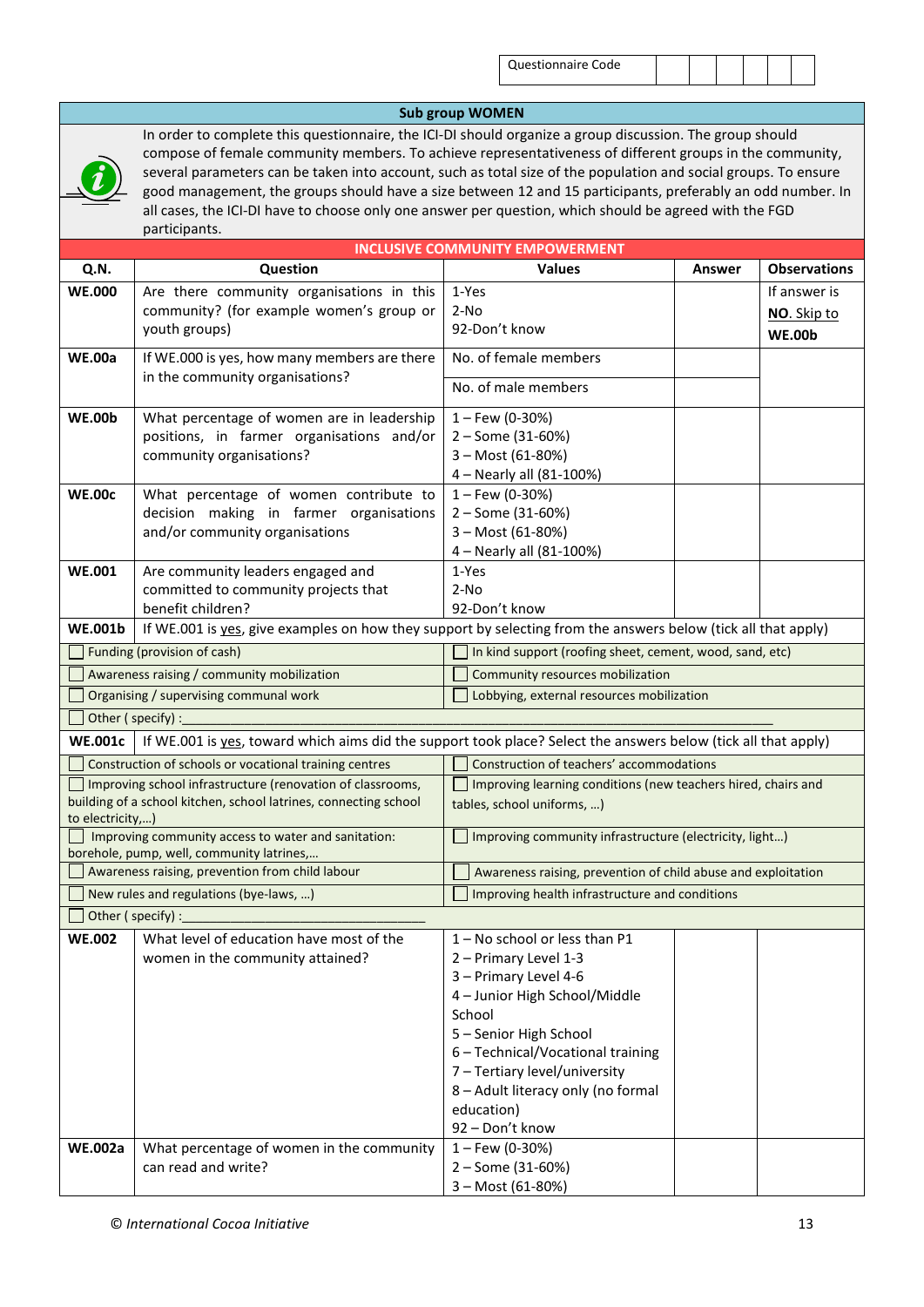| Questionnaire Code | | | | | | |
|---|---|---|---|---|---|---|

## Sub group WOMEN

In order to complete this questionnaire, the ICI-DI should organize a group discussion. The group should compose of female community members. To achieve representativeness of different groups in the community, several parameters can be taken into account, such as total size of the population and social groups. To ensure good management, the groups should have a size between 12 and 15 participants, preferably an odd number. In all cases, the ICI-DI have to choose only one answer per question, which should be agreed with the FGD participants.

### INCLUSIVE COMMUNITY EMPOWERMENT

| Q.N. | Question | Values | Answer | Observations |
|---|---|---|---|---|
| **WE.000** | Are there community organisations in this community? (for example women's group or youth groups) | 1-Yes<br>2-No<br>92-Don't know | | If answer is **NO**. Skip to **WE.00b** |
| **WE.00a** | If WE.000 is yes, how many members are there in the community organisations? | No. of female members | | |
| | | No. of male members | | |
| **WE.00b** | What percentage of women are in leadership positions, in farmer organisations and/or community organisations? | 1 – Few (0-30%)<br>2 – Some (31-60%)<br>3 – Most (61-80%)<br>4 – Nearly all (81-100%) | | |
| **WE.00c** | What percentage of women contribute to decision making in farmer organisations and/or community organisations | 1 – Few (0-30%)<br>2 – Some (31-60%)<br>3 – Most (61-80%)<br>4 – Nearly all (81-100%) | | |
| **WE.001** | Are community leaders engaged and committed to community projects that benefit children? | 1-Yes<br>2-No<br>92-Don't know | | |

**WE.001b** If WE.001 is yes, give examples on how they support by selecting from the answers below (tick all that apply)

| | |
|---|---|
| ☐ Funding (provision of cash) | ☐ In kind support (roofing sheet, cement, wood, sand, etc) |
| ☐ Awareness raising / community mobilization | ☐ Community resources mobilization |
| ☐ Organising / supervising communal work | ☐ Lobbying, external resources mobilization |
| ☐ Other ( specify) :________________________________ | |

**WE.001c** If WE.001 is yes, toward which aims did the support took place? Select the answers below (tick all that apply)

| | |
|---|---|
| ☐ Construction of schools or vocational training centres | ☐ Construction of teachers' accommodations |
| ☐ Improving school infrastructure (renovation of classrooms, building of a school kitchen, school latrines, connecting school to electricity,...) | ☐ Improving learning conditions (new teachers hired, chairs and tables, school uniforms, ...) |
| ☐ Improving community access to water and sanitation: borehole, pump, well, community latrines,... | ☐ Improving community infrastructure (electricity, light...) |
| ☐ Awareness raising, prevention from child labour | ☐ Awareness raising, prevention of child abuse and exploitation |
| ☐ New rules and regulations (bye-laws, ...) | ☐ Improving health infrastructure and conditions |
| ☐ Other ( specify) :________________________________ | |

| Q.N. | Question | Values | Answer | Observations |
|---|---|---|---|---|
| **WE.002** | What level of education have most of the women in the community attained? | 1 – No school or less than P1<br>2 – Primary Level 1-3<br>3 – Primary Level 4-6<br>4 – Junior High School/Middle School<br>5 – Senior High School<br>6 – Technical/Vocational training<br>7 – Tertiary level/university<br>8 – Adult literacy only (no formal education)<br>92 – Don't know | | |
| **WE.002a** | What percentage of women in the community can read and write? | 1 – Few (0-30%)<br>2 – Some (31-60%)<br>3 – Most (61-80%) | | |

© *International Cocoa Initiative*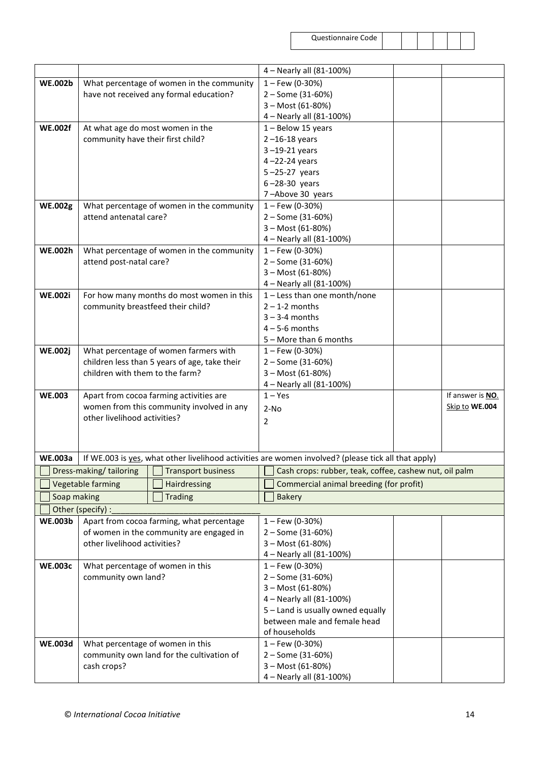| Questionnaire Code | | | | | | |
|---|---|---|---|---|---|---|

| | | | | |
|---|---|---|---|---|
| | | 4 – Nearly all (81-100%) | | |
| **WE.002b** | What percentage of women in the community have not received any formal education? | 1 – Few (0-30%)<br>2 – Some (31-60%)<br>3 – Most (61-80%)<br>4 – Nearly all (81-100%) | | |
| **WE.002f** | At what age do most women in the community have their first child? | 1 – Below 15 years<br>2 –16-18 years<br>3 –19-21 years<br>4 –22-24 years<br>5 –25-27 years<br>6 –28-30 years<br>7 –Above 30 years | | |
| **WE.002g** | What percentage of women in the community attend antenatal care? | 1 – Few (0-30%)<br>2 – Some (31-60%)<br>3 – Most (61-80%)<br>4 – Nearly all (81-100%) | | |
| **WE.002h** | What percentage of women in the community attend post-natal care? | 1 – Few (0-30%)<br>2 – Some (31-60%)<br>3 – Most (61-80%)<br>4 – Nearly all (81-100%) | | |
| **WE.002i** | For how many months do most women in this community breastfeed their child? | 1 – Less than one month/none<br>2 – 1-2 months<br>3 – 3-4 months<br>4 – 5-6 months<br>5 – More than 6 months | | |
| **WE.002j** | What percentage of women farmers with children less than 5 years of age, take their children with them to the farm? | 1 – Few (0-30%)<br>2 – Some (31-60%)<br>3 – Most (61-80%)<br>4 – Nearly all (81-100%) | | |
| **WE.003** | Apart from cocoa farming activities are women from this community involved in any other livelihood activities? | 1 – Yes<br>2-No<br>2 | | If answer is **NO**. Skip to **WE.004** |
| **WE.003a** | If WE.003 is yes, what other livelihood activities are women involved? (please tick all that apply) | | | |

| | | |
|---|---|---|
| ☐ Dress-making/ tailoring | ☐ Transport business | ☐ Cash crops: rubber, teak, coffee, cashew nut, oil palm |
| ☐ Vegetable farming | ☐ Hairdressing | ☐ Commercial animal breeding (for profit) |
| ☐ Soap making | ☐ Trading | ☐ Bakery |
| ☐ Other (specify) :______________________________ | | |

| | | | | |
|---|---|---|---|---|
| **WE.003b** | Apart from cocoa farming, what percentage of women in the community are engaged in other livelihood activities? | 1 – Few (0-30%)<br>2 – Some (31-60%)<br>3 – Most (61-80%)<br>4 – Nearly all (81-100%) | | |
| **WE.003c** | What percentage of women in this community own land? | 1 – Few (0-30%)<br>2 – Some (31-60%)<br>3 – Most (61-80%)<br>4 – Nearly all (81-100%)<br>5 – Land is usually owned equally between male and female head of households | | |
| **WE.003d** | What percentage of women in this community own land for the cultivation of cash crops? | 1 – Few (0-30%)<br>2 – Some (31-60%)<br>3 – Most (61-80%)<br>4 – Nearly all (81-100%) | | |

*© International Cocoa Initiative*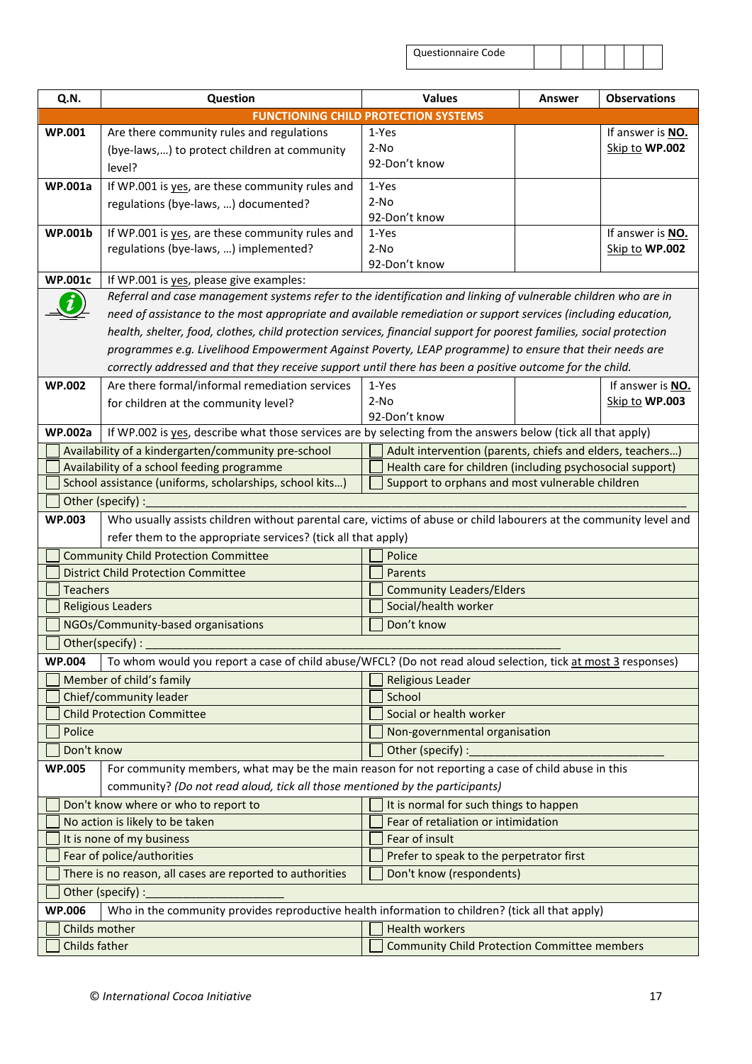| Questionnaire Code | | | | | | |
|---|---|---|---|---|---|---|

| Q.N. | Question | Values | Answer | Observations |
|---|---|---|---|---|
| | **FUNCTIONING CHILD PROTECTION SYSTEMS** | | | |
| **WP.001** | Are there community rules and regulations (bye-laws,…) to protect children at community level? | 1-Yes<br>2-No<br>92-Don't know | | If answer is **NO.** Skip to **WP.002** |
| **WP.001a** | If WP.001 is yes, are these community rules and regulations (bye-laws, …) documented? | 1-Yes<br>2-No<br>92-Don't know | | |
| **WP.001b** | If WP.001 is yes, are these community rules and regulations (bye-laws, …) implemented? | 1-Yes<br>2-No<br>92-Don't know | | If answer is **NO.** Skip to **WP.002** |
| **WP.001c** | If WP.001 is yes, please give examples: | | | |
| | *Referral and case management systems refer to the identification and linking of vulnerable children who are in need of assistance to the most appropriate and available remediation or support services (including education, health, shelter, food, clothes, child protection services, financial support for poorest families, social protection programmes e.g. Livelihood Empowerment Against Poverty, LEAP programme) to ensure that their needs are correctly addressed and that they receive support until there has been a positive outcome for the child.* | | | |
| **WP.002** | Are there formal/informal remediation services for children at the community level? | 1-Yes<br>2-No<br>92-Don't know | | If answer is **NO.** Skip to **WP.003** |
| **WP.002a** | If WP.002 is yes, describe what those services are by selecting from the answers below (tick all that apply) | | | |
| | ☐ Availability of a kindergarten/community pre-school | ☐ Adult intervention (parents, chiefs and elders, teachers…) | | |
| | ☐ Availability of a school feeding programme | ☐ Health care for children (including psychosocial support) | | |
| | ☐ School assistance (uniforms, scholarships, school kits…) | ☐ Support to orphans and most vulnerable children | | |
| | ☐ Other (specify) :\_\_\_\_\_\_\_\_\_\_\_\_\_\_\_\_ | | | |
| **WP.003** | Who usually assists children without parental care, victims of abuse or child labourers at the community level and refer them to the appropriate services? (tick all that apply) | | | |
| | ☐ Community Child Protection Committee | ☐ Police | | |
| | ☐ District Child Protection Committee | ☐ Parents | | |
| | ☐ Teachers | ☐ Community Leaders/Elders | | |
| | ☐ Religious Leaders | ☐ Social/health worker | | |
| | ☐ NGOs/Community-based organisations | ☐ Don't know | | |
| | ☐ Other(specify) : \_\_\_\_\_\_\_\_\_\_\_\_\_\_\_\_ | | | |
| **WP.004** | To whom would you report a case of child abuse/WFCL? (Do not read aloud selection, tick at most 3 responses) | | | |
| | ☐ Member of child's family | ☐ Religious Leader | | |
| | ☐ Chief/community leader | ☐ School | | |
| | ☐ Child Protection Committee | ☐ Social or health worker | | |
| | ☐ Police | ☐ Non-governmental organisation | | |
| | ☐ Don't know | ☐ Other (specify) :\_\_\_\_\_\_\_\_\_\_\_\_\_\_\_\_ | | |
| **WP.005** | For community members, what may be the main reason for not reporting a case of child abuse in this community? *(Do not read aloud, tick all those mentioned by the participants)* | | | |
| | ☐ Don't know where or who to report to | ☐ It is normal for such things to happen | | |
| | ☐ No action is likely to be taken | ☐ Fear of retaliation or intimidation | | |
| | ☐ It is none of my business | ☐ Fear of insult | | |
| | ☐ Fear of police/authorities | ☐ Prefer to speak to the perpetrator first | | |
| | ☐ There is no reason, all cases are reported to authorities | ☐ Don't know (respondents) | | |
| | ☐ Other (specify) :\_\_\_\_\_\_\_\_\_\_\_\_\_\_\_\_ | | | |
| **WP.006** | Who in the community provides reproductive health information to children? (tick all that apply) | | | |
| | ☐ Childs mother | ☐ Health workers | | |
| | ☐ Childs father | ☐ Community Child Protection Committee members | | |

© *International Cocoa Initiative*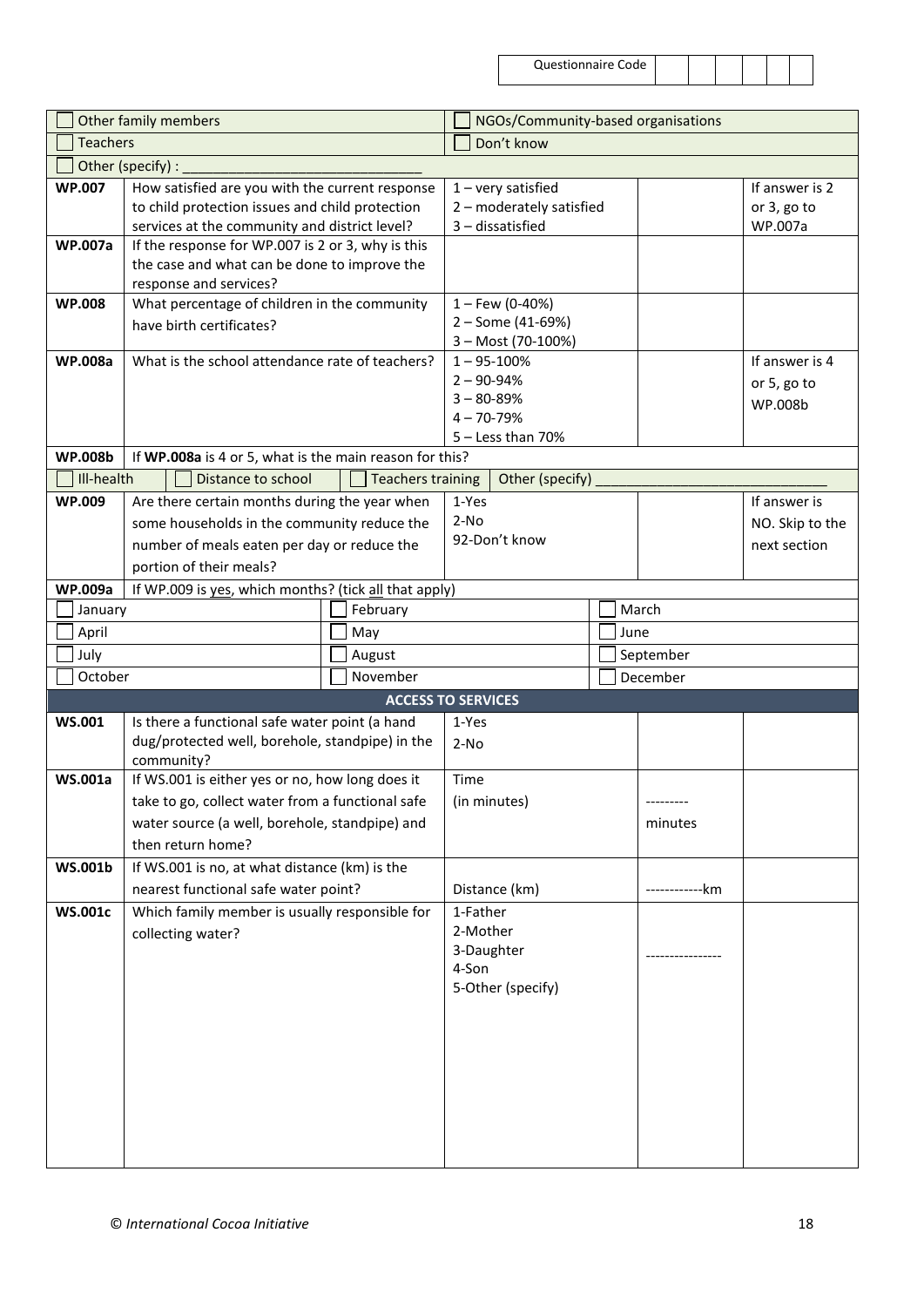Questionnaire Code | | | | | | |

| | | | | |
|---|---|---|---|---|
| ☐ Other family members | | ☐ NGOs/Community-based organisations | | |
| ☐ Teachers | | ☐ Don't know | | |
| ☐ Other (specify) : ______________________________ | | | | |
| **WP.007** | How satisfied are you with the current response to child protection issues and child protection services at the community and district level? | 1 – very satisfied<br>2 – moderately satisfied<br>3 – dissatisfied | | If answer is 2 or 3, go to WP.007a |
| **WP.007a** | If the response for WP.007 is 2 or 3, why is this the case and what can be done to improve the response and services? | | | |
| **WP.008** | What percentage of children in the community have birth certificates? | 1 – Few (0-40%)<br>2 – Some (41-69%)<br>3 – Most (70-100%) | | |
| **WP.008a** | What is the school attendance rate of teachers? | 1 – 95-100%<br>2 – 90-94%<br>3 – 80-89%<br>4 – 70-79%<br>5 – Less than 70% | | If answer is 4 or 5, go to WP.008b |
| **WP.008b** | If **WP.008a** is 4 or 5, what is the main reason for this? | | | |
| ☐ Ill-health | ☐ Distance to school ☐ Teachers training | Other (specify) ______________________________ | | |
| **WP.009** | Are there certain months during the year when some households in the community reduce the number of meals eaten per day or reduce the portion of their meals? | 1-Yes<br>2-No<br>92-Don't know | | If answer is NO. Skip to the next section |
| **WP.009a** | If WP.009 is yes, which months? (tick all that apply) | | | |
| ☐ January | ☐ February | | ☐ March | |
| ☐ April | ☐ May | | ☐ June | |
| ☐ July | ☐ August | | ☐ September | |
| ☐ October | ☐ November | | ☐ December | |
| **ACCESS TO SERVICES** | | | | |
| **WS.001** | Is there a functional safe water point (a hand dug/protected well, borehole, standpipe) in the community? | 1-Yes<br>2-No | | |
| **WS.001a** | If WS.001 is either yes or no, how long does it take to go, collect water from a functional safe water source (a well, borehole, standpipe) and then return home? | Time<br>(in minutes) | ---------<br>minutes | |
| **WS.001b** | If WS.001 is no, at what distance (km) is the nearest functional safe water point? | Distance (km) | ------------km | |
| **WS.001c** | Which family member is usually responsible for collecting water? | 1-Father<br>2-Mother<br>3-Daughter<br>4-Son<br>5-Other (specify) | ---------------- | |

© *International Cocoa Initiative*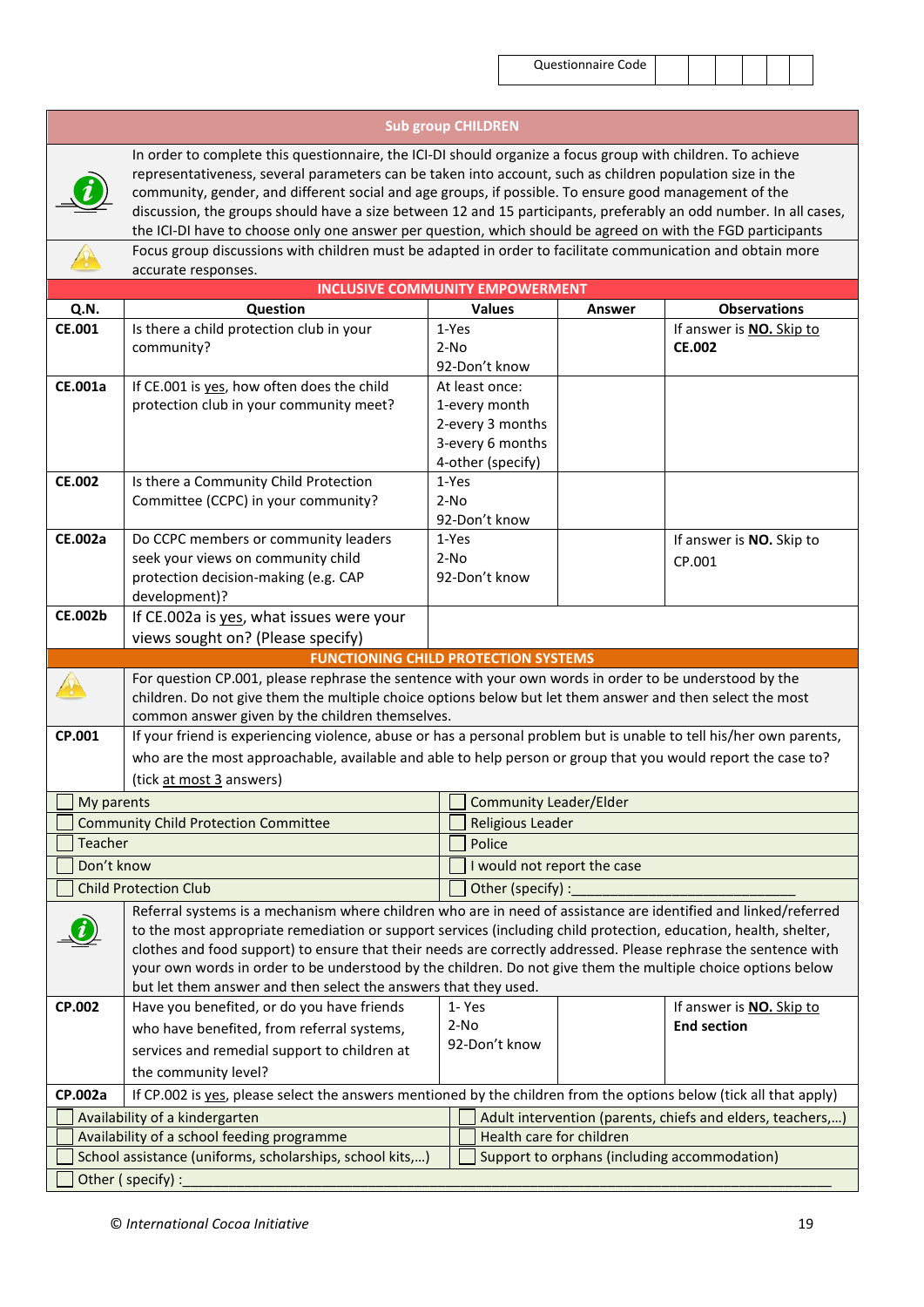| Questionnaire Code | | | | | | |
|---|---|---|---|---|---|---|

## Sub group CHILDREN

In order to complete this questionnaire, the ICI-DI should organize a focus group with children. To achieve representativeness, several parameters can be taken into account, such as children population size in the community, gender, and different social and age groups, if possible. To ensure good management of the discussion, the groups should have a size between 12 and 15 participants, preferably an odd number. In all cases, the ICI-DI have to choose only one answer per question, which should be agreed on with the FGD participants

Focus group discussions with children must be adapted in order to facilitate communication and obtain more accurate responses.

### INCLUSIVE COMMUNITY EMPOWERMENT

| Q.N. | Question | Values | Answer | Observations |
|---|---|---|---|---|
| **CE.001** | Is there a child protection club in your community? | 1-Yes<br>2-No<br>92-Don't know | | If answer is **NO.** Skip to **CE.002** |
| **CE.001a** | If CE.001 is yes, how often does the child protection club in your community meet? | At least once:<br>1-every month<br>2-every 3 months<br>3-every 6 months<br>4-other (specify) | | |
| **CE.002** | Is there a Community Child Protection Committee (CCPC) in your community? | 1-Yes<br>2-No<br>92-Don't know | | |
| **CE.002a** | Do CCPC members or community leaders seek your views on community child protection decision-making (e.g. CAP development)? | 1-Yes<br>2-No<br>92-Don't know | | If answer is **NO.** Skip to CP.001 |
| **CE.002b** | If CE.002a is yes, what issues were your views sought on? (Please specify) | | | |

### FUNCTIONING CHILD PROTECTION SYSTEMS

For question CP.001, please rephrase the sentence with your own words in order to be understood by the children. Do not give them the multiple choice options below but let them answer and then select the most common answer given by the children themselves.

**CP.001** If your friend is experiencing violence, abuse or has a personal problem but is unable to tell his/her own parents, who are the most approachable, available and able to help person or group that you would report the case to? (tick at most 3 answers)

| | |
|---|---|
| ☐ My parents | ☐ Community Leader/Elder |
| ☐ Community Child Protection Committee | ☐ Religious Leader |
| ☐ Teacher | ☐ Police |
| ☐ Don't know | ☐ I would not report the case |
| ☐ Child Protection Club | ☐ Other (specify) :____________________________ |

Referral systems is a mechanism where children who are in need of assistance are identified and linked/referred to the most appropriate remediation or support services (including child protection, education, health, shelter, clothes and food support) to ensure that their needs are correctly addressed. Please rephrase the sentence with your own words in order to be understood by the children. Do not give them the multiple choice options below but let them answer and then select the answers that they used.

| Q.N. | Question | Values | Answer | Observations |
|---|---|---|---|---|
| **CP.002** | Have you benefited, or do you have friends who have benefited, from referral systems, services and remedial support to children at the community level? | 1- Yes<br>2-No<br>92-Don't know | | If answer is **NO.** Skip to **End section** |

**CP.002a** If CP.002 is yes, please select the answers mentioned by the children from the options below (tick all that apply)

| | |
|---|---|
| ☐ Availability of a kindergarten | ☐ Adult intervention (parents, chiefs and elders, teachers,…) |
| ☐ Availability of a school feeding programme | ☐ Health care for children |
| ☐ School assistance (uniforms, scholarships, school kits,…) | ☐ Support to orphans (including accommodation) |
| ☐ Other ( specify) :____________________________ | |

© *International Cocoa Initiative*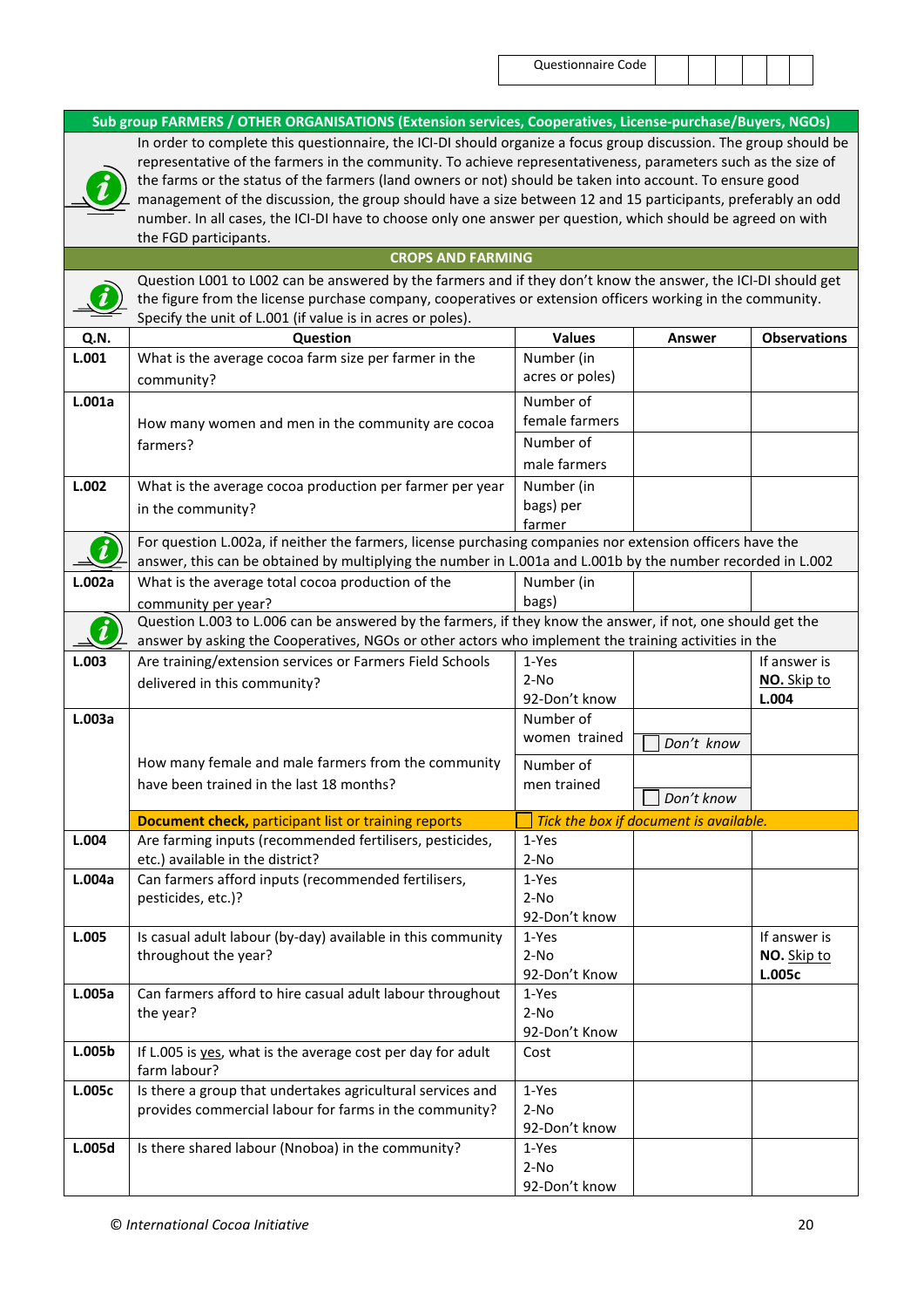| Questionnaire Code | | | | | | |
|---|---|---|---|---|---|---|

**Sub group FARMERS / OTHER ORGANISATIONS (Extension services, Cooperatives, License-purchase/Buyers, NGOs)**

In order to complete this questionnaire, the ICI-DI should organize a focus group discussion. The group should be representative of the farmers in the community. To achieve representativeness, parameters such as the size of the farms or the status of the farmers (land owners or not) should be taken into account. To ensure good management of the discussion, the group should have a size between 12 and 15 participants, preferably an odd number. In all cases, the ICI-DI have to choose only one answer per question, which should be agreed on with the FGD participants.

**CROPS AND FARMING**

Question L001 to L002 can be answered by the farmers and if they don't know the answer, the ICI-DI should get the figure from the license purchase company, cooperatives or extension officers working in the community. Specify the unit of L.001 (if value is in acres or poles).

| Q.N. | Question | Values | Answer | Observations |
|---|---|---|---|---|
| **L.001** | What is the average cocoa farm size per farmer in the community? | Number (in acres or poles) | | |
| **L.001a** | How many women and men in the community are cocoa farmers? | Number of female farmers | | |
| | | Number of male farmers | | |
| **L.002** | What is the average cocoa production per farmer per year in the community? | Number (in bags) per farmer | | |
| | *For question L.002a, if neither the farmers, license purchasing companies nor extension officers have the answer, this can be obtained by multiplying the number in L.001a and L.001b by the number recorded in L.002* | | | |
| **L.002a** | What is the average total cocoa production of the community per year? | Number (in bags) | | |
| | *Question L.003 to L.006 can be answered by the farmers, if they know the answer, if not, one should get the answer by asking the Cooperatives, NGOs or other actors who implement the training activities in the* | | | |
| **L.003** | Are training/extension services or Farmers Field Schools delivered in this community? | 1-Yes<br>2-No<br>92-Don't know | | If answer is **NO.** Skip to **L.004** |
| **L.003a** | How many female and male farmers from the community have been trained in the last 18 months? | Number of women trained | ☐ *Don't know* | |
| | | Number of men trained | ☐ *Don't know* | |
| | **Document check,** participant list or training reports | ☐ *Tick the box if document is available.* | | |
| **L.004** | Are farming inputs (recommended fertilisers, pesticides, etc.) available in the district? | 1-Yes<br>2-No | | |
| **L.004a** | Can farmers afford inputs (recommended fertilisers, pesticides, etc.)? | 1-Yes<br>2-No<br>92-Don't know | | |
| **L.005** | Is casual adult labour (by-day) available in this community throughout the year? | 1-Yes<br>2-No<br>92-Don't Know | | If answer is **NO.** Skip to **L.005c** |
| **L.005a** | Can farmers afford to hire casual adult labour throughout the year? | 1-Yes<br>2-No<br>92-Don't Know | | |
| **L.005b** | If L.005 is yes, what is the average cost per day for adult farm labour? | Cost | | |
| **L.005c** | Is there a group that undertakes agricultural services and provides commercial labour for farms in the community? | 1-Yes<br>2-No<br>92-Don't know | | |
| **L.005d** | Is there shared labour (Nnoboa) in the community? | 1-Yes<br>2-No<br>92-Don't know | | |

*© International Cocoa Initiative*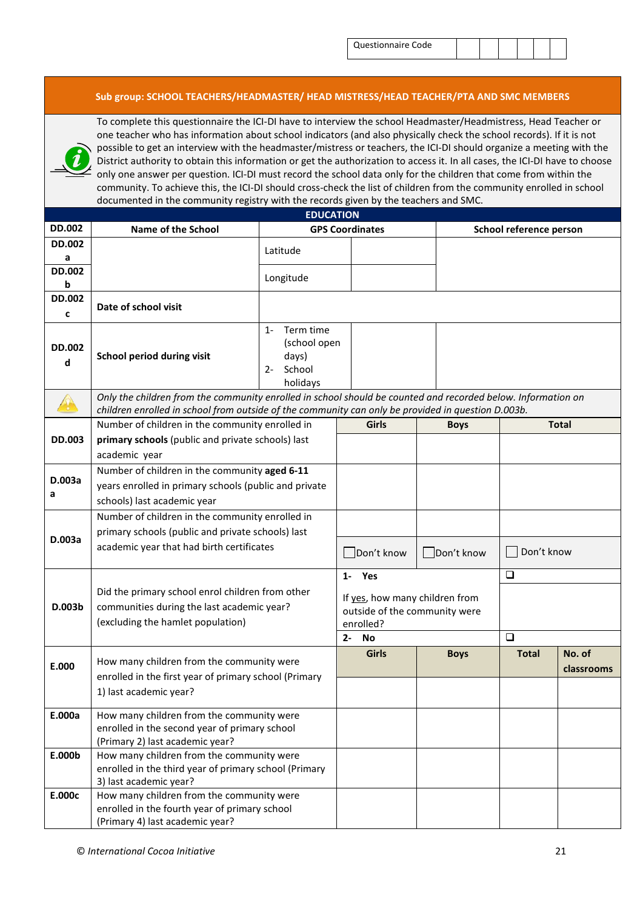| Questionnaire Code | | | | | | |
|---|---|---|---|---|---|---|

## Sub group: SCHOOL TEACHERS/HEADMASTER/ HEAD MISTRESS/HEAD TEACHER/PTA AND SMC MEMBERS

To complete this questionnaire the ICI-DI have to interview the school Headmaster/Headmistress, Head Teacher or one teacher who has information about school indicators (and also physically check the school records). If it is not possible to get an interview with the headmaster/mistress or teachers, the ICI-DI should organize a meeting with the District authority to obtain this information or get the authorization to access it. In all cases, the ICI-DI have to choose only one answer per question. ICI-DI must record the school data only for the children that come from within the community. To achieve this, the ICI-DI should cross-check the list of children from the community enrolled in school documented in the community registry with the records given by the teachers and SMC.

### EDUCATION

| DD.002 | Name of the School | GPS Coordinates | | School reference person |
|---|---|---|---|---|
| DD.002 a | | Latitude | | |
| DD.002 b | | Longitude | | |
| DD.002 c | Date of school visit | | | |
| DD.002 d | School period during visit | 1- Term time (school open days)<br>2- School holidays | | |

*Only the children from the community enrolled in school should be counted and recorded below. Information on children enrolled in school from outside of the community can only be provided in question D.003b.*

| | | Girls | Boys | Total | |
|---|---|---|---|---|---|
| DD.003 | Number of children in the community enrolled in **primary schools** (public and private schools) last academic year | | | | |
| D.003a a | Number of children in the community **aged 6-11** years enrolled in primary schools (public and private schools) last academic year | | | | |
| D.003a | Number of children in the community enrolled in primary schools (public and private schools) last academic year that had birth certificates | ☐ Don't know | ☐ Don't know | ☐ Don't know | |
| D.003b | Did the primary school enrol children from other communities during the last academic year? (excluding the hamlet population) | 1- Yes<br>If yes, how many children from outside of the community were enrolled?<br>2- No | | ❑<br><br>❑ | |
| | | **Girls** | **Boys** | **Total** | **No. of classrooms** |
| E.000 | How many children from the community were enrolled in the first year of primary school (Primary 1) last academic year? | | | | |
| E.000a | How many children from the community were enrolled in the second year of primary school (Primary 2) last academic year? | | | | |
| E.000b | How many children from the community were enrolled in the third year of primary school (Primary 3) last academic year? | | | | |
| E.000c | How many children from the community were enrolled in the fourth year of primary school (Primary 4) last academic year? | | | | |

© *International Cocoa Initiative*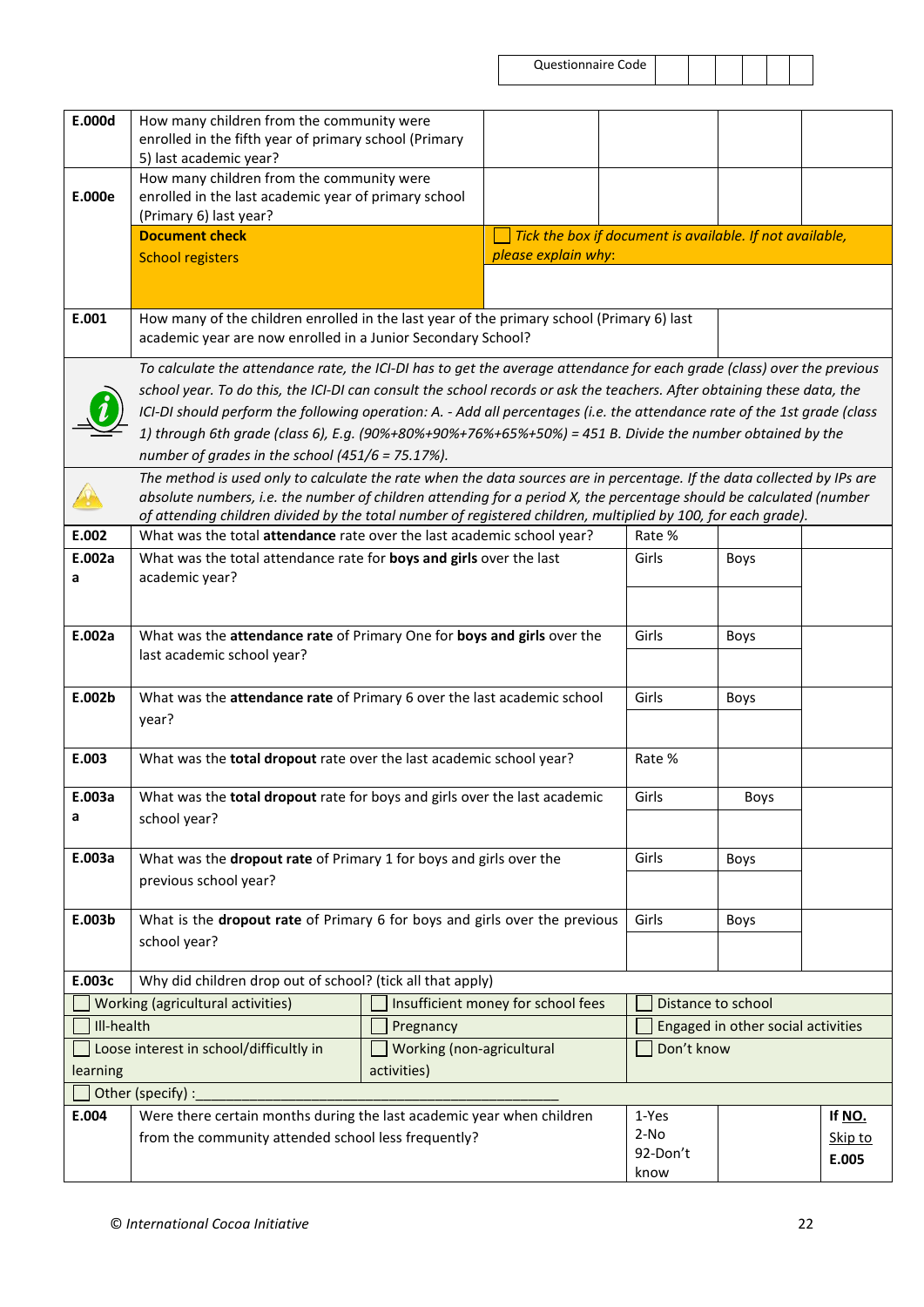| Questionnaire Code | | | | | | |
|---|---|---|---|---|---|---|

| | | | | | |
|---|---|---|---|---|---|
| **E.000d** | How many children from the community were enrolled in the fifth year of primary school (Primary 5) last academic year? | | | | |
| **E.000e** | How many children from the community were enrolled in the last academic year of primary school (Primary 6) last year? | | | | |
| | **Document check** School registers | ☐ *Tick the box if document is available. If not available, please explain why:* | | | |
| **E.001** | How many of the children enrolled in the last year of the primary school (Primary 6) last academic year are now enrolled in a Junior Secondary School? | | | | |

*To calculate the attendance rate, the ICI-DI has to get the average attendance for each grade (class) over the previous school year. To do this, the ICI-DI can consult the school records or ask the teachers. After obtaining these data, the ICI-DI should perform the following operation: A. - Add all percentages (i.e. the attendance rate of the 1st grade (class 1) through 6th grade (class 6), E.g. (90%+80%+90%+76%+65%+50%) = 451 B. Divide the number obtained by the number of grades in the school (451/6 = 75.17%).*

*The method is used only to calculate the rate when the data sources are in percentage. If the data collected by IPs are absolute numbers, i.e. the number of children attending for a period X, the percentage should be calculated (number of attending children divided by the total number of registered children, multiplied by 100, for each grade).*

| | | | | |
|---|---|---|---|---|
| **E.002** | What was the total **attendance** rate over the last academic school year? | Rate % | | |
| **E.002aa** | What was the total attendance rate for **boys and girls** over the last academic year? | Girls | Boys | |
| **E.002a** | What was the **attendance rate** of Primary One for **boys and girls** over the last academic school year? | Girls | Boys | |
| **E.002b** | What was the **attendance rate** of Primary 6 over the last academic school year? | Girls | Boys | |
| **E.003** | What was the **total dropout** rate over the last academic school year? | Rate % | | |
| **E.003aa** | What was the **total dropout** rate for boys and girls over the last academic school year? | Girls | Boys | |
| **E.003a** | What was the **dropout rate** of Primary 1 for boys and girls over the previous school year? | Girls | Boys | |
| **E.003b** | What is the **dropout rate** of Primary 6 for boys and girls over the previous school year? | Girls | Boys | |

**E.003c** Why did children drop out of school? (tick all that apply)

| | | |
|---|---|---|
| ☐ Working (agricultural activities) | ☐ Insufficient money for school fees | ☐ Distance to school |
| ☐ Ill-health | ☐ Pregnancy | ☐ Engaged in other social activities |
| ☐ Loose interest in school/difficultly in learning | ☐ Working (non-agricultural activities) | ☐ Don't know |
| ☐ Other (specify) :_______________________________________________ | | |

| | | | | |
|---|---|---|---|---|
| **E.004** | Were there certain months during the last academic year when children from the community attended school less frequently? | 1-Yes<br>2-No<br>92-Don't know | | **If NO.** Skip to **E.005** |

© *International Cocoa Initiative*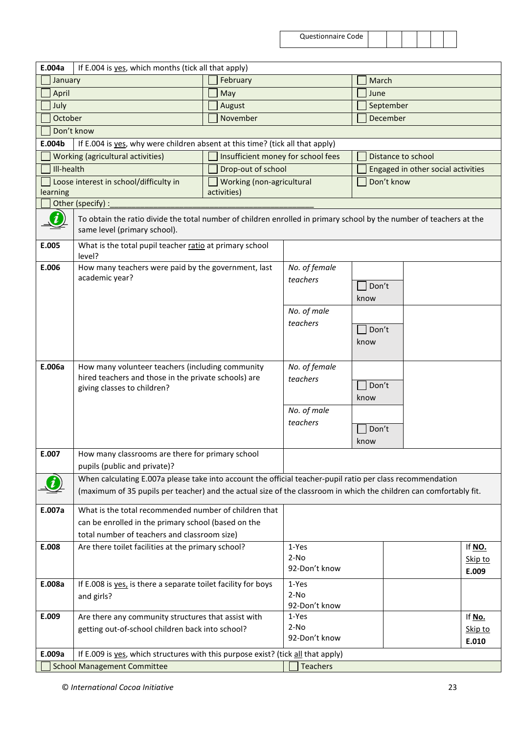| Questionnaire Code | | | | | | |
|---|---|---|---|---|---|---|

| E.004a | If E.004 is yes, which months (tick all that apply) | | |
|---|---|---|---|
| ☐ January | | ☐ February | ☐ March |
| ☐ April | | ☐ May | ☐ June |
| ☐ July | | ☐ August | ☐ September |
| ☐ October | | ☐ November | ☐ December |
| ☐ Don't know | | | |
| **E.004b** | If E.004 is yes, why were children absent at this time? (tick all that apply) | | |
| ☐ Working (agricultural activities) | | ☐ Insufficient money for school fees | ☐ Distance to school |
| ☐ Ill-health | | ☐ Drop-out of school | ☐ Engaged in other social activities |
| ☐ Loose interest in school/difficulty in learning | | ☐ Working (non-agricultural activities) | ☐ Don't know |
| ☐ Other (specify) :_______________________________________ | | | |

ⓘ To obtain the ratio divide the total number of children enrolled in primary school by the number of teachers at the same level (primary school).

| | | | | |
|---|---|---|---|---|
| **E.005** | What is the total pupil teacher ratio at primary school level? | | | |
| **E.006** | How many teachers were paid by the government, last academic year? | *No. of female teachers* | ☐ Don't know | |
| | | *No. of male teachers* | ☐ Don't know | |
| **E.006a** | How many volunteer teachers (including community hired teachers and those in the private schools) are giving classes to children? | *No. of female teachers* | ☐ Don't know | |
| | | *No. of male teachers* | ☐ Don't know | |
| **E.007** | How many classrooms are there for primary school pupils (public and private)? | | | |

ⓘ When calculating E.007a please take into account the official teacher-pupil ratio per class recommendation (maximum of 35 pupils per teacher) and the actual size of the classroom in which the children can comfortably fit.

| | | | | |
|---|---|---|---|---|
| **E.007a** | What is the total recommended number of children that can be enrolled in the primary school (based on the total number of teachers and classroom size) | | | |
| **E.008** | Are there toilet facilities at the primary school? | 1-Yes<br>2-No<br>92-Don't know | | If **NO.** Skip to **E.009** |
| **E.008a** | If E.008 is yes, is there a separate toilet facility for boys and girls? | 1-Yes<br>2-No<br>92-Don't know | | |
| **E.009** | Are there any community structures that assist with getting out-of-school children back into school? | 1-Yes<br>2-No<br>92-Don't know | | If **No.** Skip to **E.010** |

| **E.009a** | If E.009 is yes, which structures with this purpose exist? (tick all that apply) |
|---|---|
| ☐ School Management Committee | ☐ Teachers |

*© International Cocoa Initiative*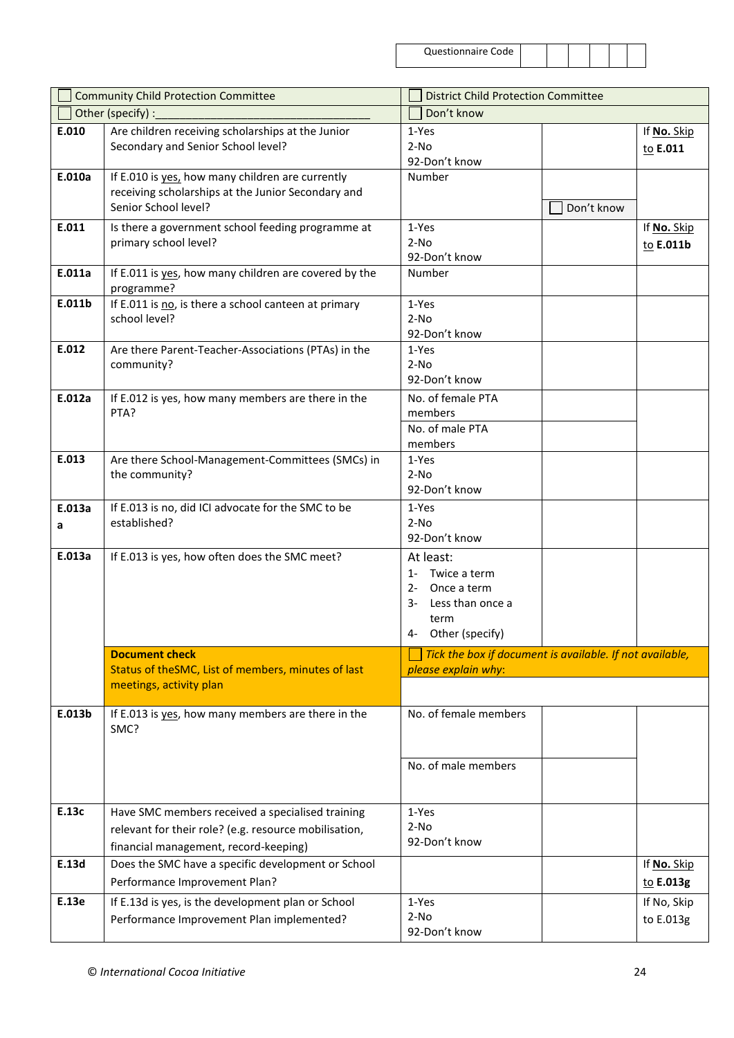| Questionnaire Code | | | | | | |
|---|---|---|---|---|---|---|

| | | | | |
|---|---|---|---|---|
| ☐ Community Child Protection Committee | | ☐ District Child Protection Committee | | |
| ☐ Other (specify) :___________________________ | | ☐ Don't know | | |
| **E.010** | Are children receiving scholarships at the Junior Secondary and Senior School level? | 1-Yes<br>2-No<br>92-Don't know | | If **No.** Skip to **E.011** |
| **E.010a** | If E.010 is yes, how many children are currently receiving scholarships at the Junior Secondary and Senior School level? | Number | ☐ Don't know | |
| **E.011** | Is there a government school feeding programme at primary school level? | 1-Yes<br>2-No<br>92-Don't know | | If **No.** Skip to **E.011b** |
| **E.011a** | If E.011 is yes, how many children are covered by the programme? | Number | | |
| **E.011b** | If E.011 is no, is there a school canteen at primary school level? | 1-Yes<br>2-No<br>92-Don't know | | |
| **E.012** | Are there Parent-Teacher-Associations (PTAs) in the community? | 1-Yes<br>2-No<br>92-Don't know | | |
| **E.012a** | If E.012 is yes, how many members are there in the PTA? | No. of female PTA members | | |
| | | No. of male PTA members | | |
| **E.013** | Are there School-Management-Committees (SMCs) in the community? | 1-Yes<br>2-No<br>92-Don't know | | |
| **E.013a a** | If E.013 is no, did ICI advocate for the SMC to be established? | 1-Yes<br>2-No<br>92-Don't know | | |
| **E.013a** | If E.013 is yes, how often does the SMC meet? | At least:<br>1- Twice a term<br>2- Once a term<br>3- Less than once a term<br>4- Other (specify) | | |
| | **Document check**<br>Status of theSMC, List of members, minutes of last meetings, activity plan | ☐ *Tick the box if document is available. If not available, please explain why*: | | |
| **E.013b** | If E.013 is yes, how many members are there in the SMC? | No. of female members | | |
| | | No. of male members | | |
| **E.13c** | Have SMC members received a specialised training relevant for their role? (e.g. resource mobilisation, financial management, record-keeping) | 1-Yes<br>2-No<br>92-Don't know | | |
| **E.13d** | Does the SMC have a specific development or School Performance Improvement Plan? | | | If **No.** Skip to **E.013g** |
| **E.13e** | If E.13d is yes, is the development plan or School Performance Improvement Plan implemented? | 1-Yes<br>2-No<br>92-Don't know | | If No, Skip to E.013g |

© *International Cocoa Initiative*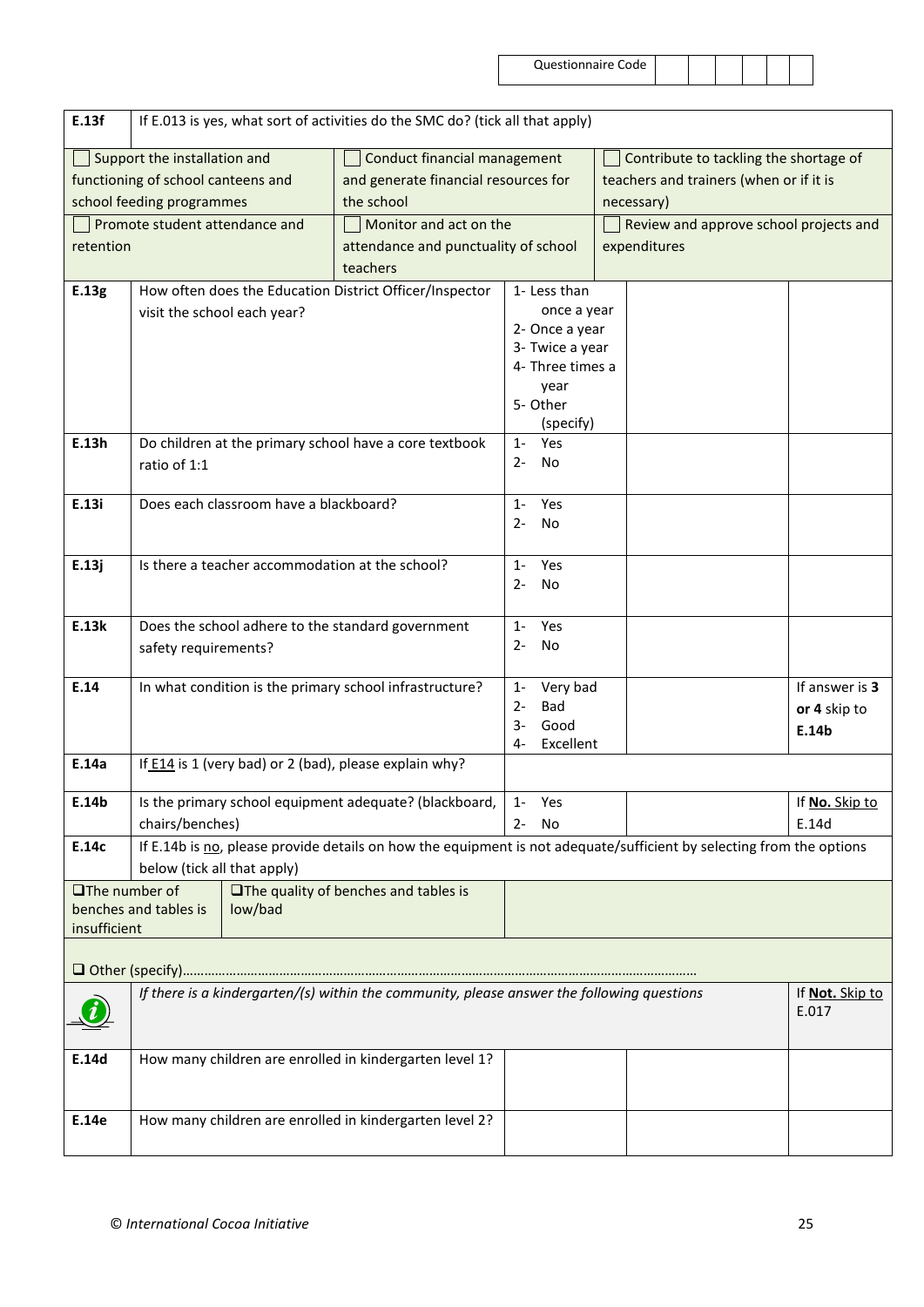Questionnaire Code | | | | | |

| | | | | |
|---|---|---|---|---|
| **E.13f** | If E.013 is yes, what sort of activities do the SMC do? (tick all that apply) | | | |
| ☐ Support the installation and functioning of school canteens and school feeding programmes | ☐ Conduct financial management and generate financial resources for the school | ☐ Contribute to tackling the shortage of teachers and trainers (when or if it is necessary) | | |
| ☐ Promote student attendance and retention | ☐ Monitor and act on the attendance and punctuality of school teachers | ☐ Review and approve school projects and expenditures | | |
| **E.13g** | How often does the Education District Officer/Inspector visit the school each year? | 1- Less than once a year<br>2- Once a year<br>3- Twice a year<br>4- Three times a year<br>5- Other (specify) | | |
| **E.13h** | Do children at the primary school have a core textbook ratio of 1:1 | 1- Yes<br>2- No | | |
| **E.13i** | Does each classroom have a blackboard? | 1- Yes<br>2- No | | |
| **E.13j** | Is there a teacher accommodation at the school? | 1- Yes<br>2- No | | |
| **E.13k** | Does the school adhere to the standard government safety requirements? | 1- Yes<br>2- No | | |
| **E.14** | In what condition is the primary school infrastructure? | 1- Very bad<br>2- Bad<br>3- Good<br>4- Excellent | | If answer is **3 or 4** skip to **E.14b** |
| **E.14a** | If E14 is 1 (very bad) or 2 (bad), please explain why? | | | |
| **E.14b** | Is the primary school equipment adequate? (blackboard, chairs/benches) | 1- Yes<br>2- No | | If **No.** Skip to E.14d |
| **E.14c** | If E.14b is no, please provide details on how the equipment is not adequate/sufficient by selecting from the options below (tick all that apply) | | | |
| ❑ The number of benches and tables is insufficient | ❑ The quality of benches and tables is low/bad | | | |
| ❑ Other (specify)………………………………………………………………………………………………………………………… | | | | |
| ℹ | *If there is a kindergarten/(s) within the community, please answer the following questions* | | | If **Not.** Skip to E.017 |
| **E.14d** | How many children are enrolled in kindergarten level 1? | | | |
| **E.14e** | How many children are enrolled in kindergarten level 2? | | | |

*© International Cocoa Initiative*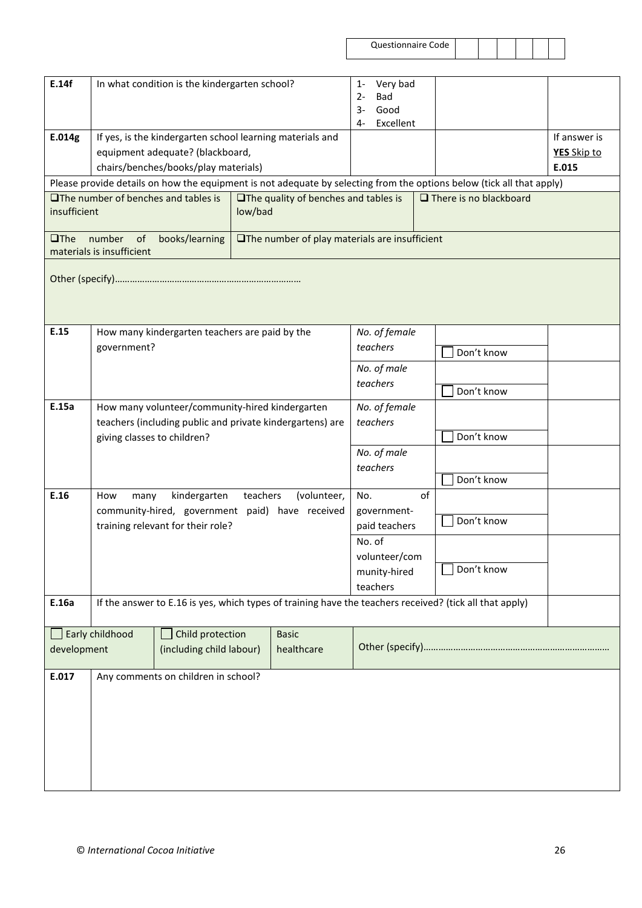Questionnaire Code | | | | | |

| | | | | |
|---|---|---|---|---|
| **E.14f** | In what condition is the kindergarten school? | 1- Very bad<br>2- Bad<br>3- Good<br>4- Excellent | | |
| **E.014g** | If yes, is the kindergarten school learning materials and equipment adequate? (blackboard, chairs/benches/books/play materials) | | | If answer is **YES** Skip to **E.015** |

Please provide details on how the equipment is not adequate by selecting from the options below (tick all that apply)

| | | |
|---|---|---|
| ❑ The number of benches and tables is insufficient | ❑ The quality of benches and tables is low/bad | ❑ There is no blackboard |
| ❑ The number of books/learning materials is insufficient | ❑ The number of play materials are insufficient | |

Other (specify)………………………………………………………………

| | | | | |
|---|---|---|---|---|
| **E.15** | How many kindergarten teachers are paid by the government? | *No. of female teachers* | ☐ Don't know | |
| | | *No. of male teachers* | ☐ Don't know | |
| **E.15a** | How many volunteer/community-hired kindergarten teachers (including public and private kindergartens) are giving classes to children? | *No. of female teachers* | ☐ Don't know | |
| | | *No. of male teachers* | ☐ Don't know | |
| **E.16** | How many kindergarten teachers (volunteer, community-hired, government paid) have received training relevant for their role? | No. of government-paid teachers | ☐ Don't know | |
| | | No. of volunteer/community-hired teachers | ☐ Don't know | |
| **E.16a** | If the answer to E.16 is yes, which types of training have the teachers received? (tick all that apply) | | | |

| | | | |
|---|---|---|---|
| ☐ Early childhood development | ☐ Child protection (including child labour) | Basic healthcare | Other (specify)……………………………………………………………… |

| | |
|---|---|
| **E.017** | Any comments on children in school? |

© *International Cocoa Initiative*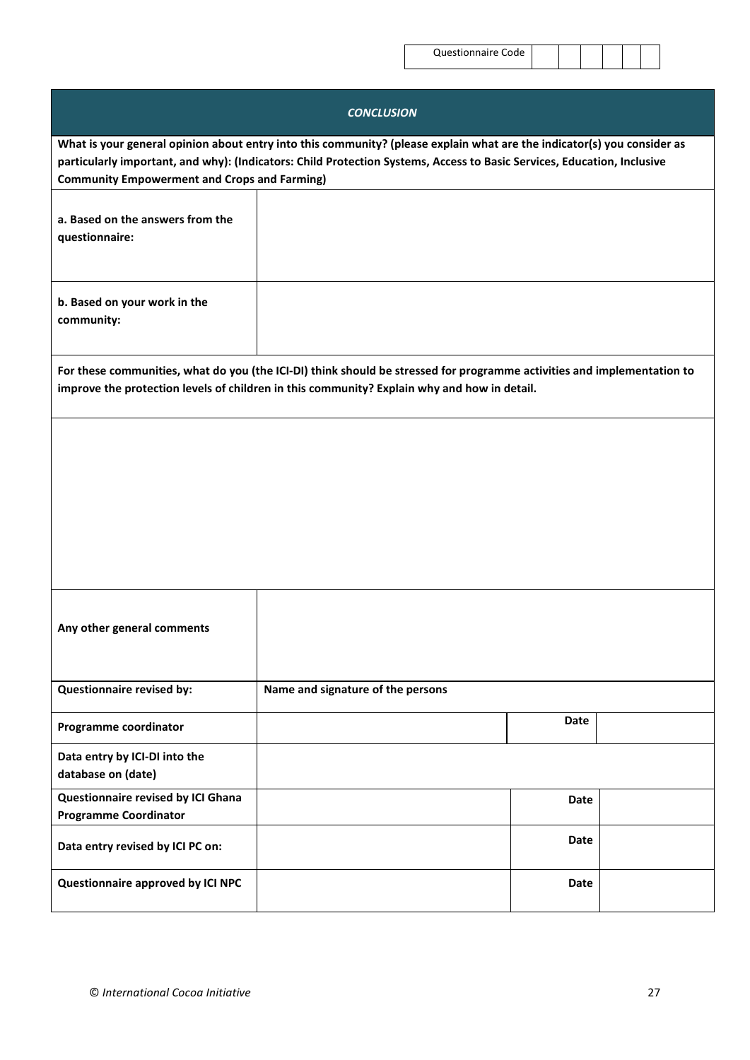| Questionnaire Code | | | | | | |
|---|---|---|---|---|---|---|

## *CONCLUSION*

**What is your general opinion about entry into this community? (please explain what are the indicator(s) you consider as particularly important, and why): (Indicators: Child Protection Systems, Access to Basic Services, Education, Inclusive Community Empowerment and Crops and Farming)**

| | |
|---|---|
| **a. Based on the answers from the questionnaire:** | |
| **b. Based on your work in the community:** | |

**For these communities, what do you (the ICI-DI) think should be stressed for programme activities and implementation to improve the protection levels of children in this community? Explain why and how in detail.**

| | |
|---|---|
| **Any other general comments** | |

| | | | |
|---|---|---|---|
| **Questionnaire revised by:** | **Name and signature of the persons** | | |
| **Programme coordinator** | | **Date** | |
| **Data entry by ICI-DI into the database on (date)** | | | |
| **Questionnaire revised by ICI Ghana Programme Coordinator** | | **Date** | |
| **Data entry revised by ICI PC on:** | | **Date** | |
| **Questionnaire approved by ICI NPC** | | **Date** | |

© *International Cocoa Initiative*